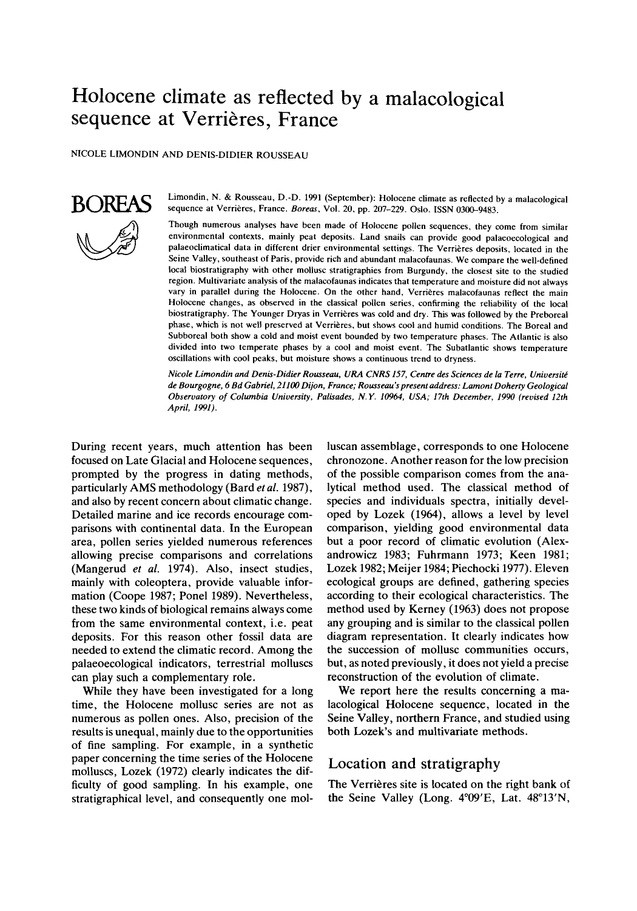# Holocene climate as reflected by a malacological sequence at Verrières, France

NICOLE LIMONDIN AND DENIS-DIDIER ROUSSEAU

Limondin, N. & Rousseau, D.-D. 1991 (September): Holocene climate as reflected by a malacological sequence at Verrières, France. *Boreas*, Vol. 20, pp. 207–229. Oslo. ISSN 0300-9483.

Though numerous analyses have been made of Holocene pollen sequences, they come from similar environmental contexts, mainly peat deposits. Land snails can provide good palaeoecological and palaeoclimatical data in different drier environmental settings. The Verrières deposits, located in the Seine Valley, southeast of Paris, provide rich and abundant malacofaunas. We compare the well-defined local biostratigraphy with other mollusc stratigraphies from Burgundy, the closest site to the studied region. Multivariate analysis of the malacofaunas indicates that temperature and moisture did not always vary in parallel during the Holocene. On the other hand, Verrières malacofaunas reflect the main Holocene changes, as observed in the classical pollen series, confirming the reliability of the local biostratigraphy. The Younger Dryas in Verrières was cold and dry. This was followed by the Preboreal phase, which is not well preserved at Verrières, but shows cool and humid conditions. The Boreal and Subboreal both show a cold and moist event bounded by two temperature phases. The Atlantic is also divided into two temperate phases by a cool and moist event. The Subatlantic shows temperature oscillations with cool peaks, but moisture shows a continuous trend to dryness.

*Nicole Limondin and Denis-Didier Rousseau, URA CNRS 157, Centre des Sciences de la Terre, Université de Bourgogne, 6 Bd Gabriel, 21100 Dijon, France; Rousseau's present address: Lamont Doherty Geological Observatory of Columbia University, Palisades, N.Y. 10964, USA; 17th December, 1990 (revised 12th April, 1991).*

During recent years, much attention has been focused on Late Glacial and Holocene sequences, prompted by the progress in dating methods, particularly AMS methodology (Bard *et al.* 1987), and also by recent concern about climatic change. Detailed marine and ice records encourage comparisons with continental data. In the European area, pollen series yielded numerous references allowing precise comparisons and correlations (Mangerud *et al.* 1974). Also, insect studies, mainly with coleoptera, provide valuable information (Coope 1987; Ponel 1989). Nevertheless, these two kinds of biological remains always come from the same environmental context, i.e. peat deposits. For this reason other fossil data are needed to extend the climatic record. Among the palaeoecological indicators, terrestrial molluscs can play such a complementary role.

While they have been investigated for a long time, the Holocene mollusc series are not as numerous as pollen ones. Also, precision of the results is unequal, mainly due to the opportunities of fine sampling. For example, in a synthetic paper concerning the time series of the Holocene molluscs, Lozek (1972) clearly indicates the difficulty of good sampling. In his example, one stratigraphical level, and consequently one molluscan assemblage, corresponds to one Holocene chronozone. Another reason for the low precision of the possible comparison comes from the analytical method used. The classical method of species and individuals spectra, initially developed by Lozek (1964), allows a level by level comparison, yielding good environmental data but a poor record of climatic evolution (Alexandrowicz 1983; Fuhrmann 1973; Keen 1981; Lozek 1982; Meijer 1984; Piechocki 1977). Eleven ecological groups are defined, gathering species according to their ecological characteristics. The method used by Kerney (1963) does not propose any grouping and is similar to the classical pollen diagram representation. It clearly indicates how the succession of mollusc communities occurs, but, as noted previously, it does not yield a precise reconstruction of the evolution of climate.

We report here the results concerning a malacological Holocene sequence, located in the Seine Valley, northern France, and studied using both Lozek's and multivariate methods.

## Location and stratigraphy

The Verrières site is located on the right bank of the Seine Valley (Long. 4°09′E, Lat. 48°13′N,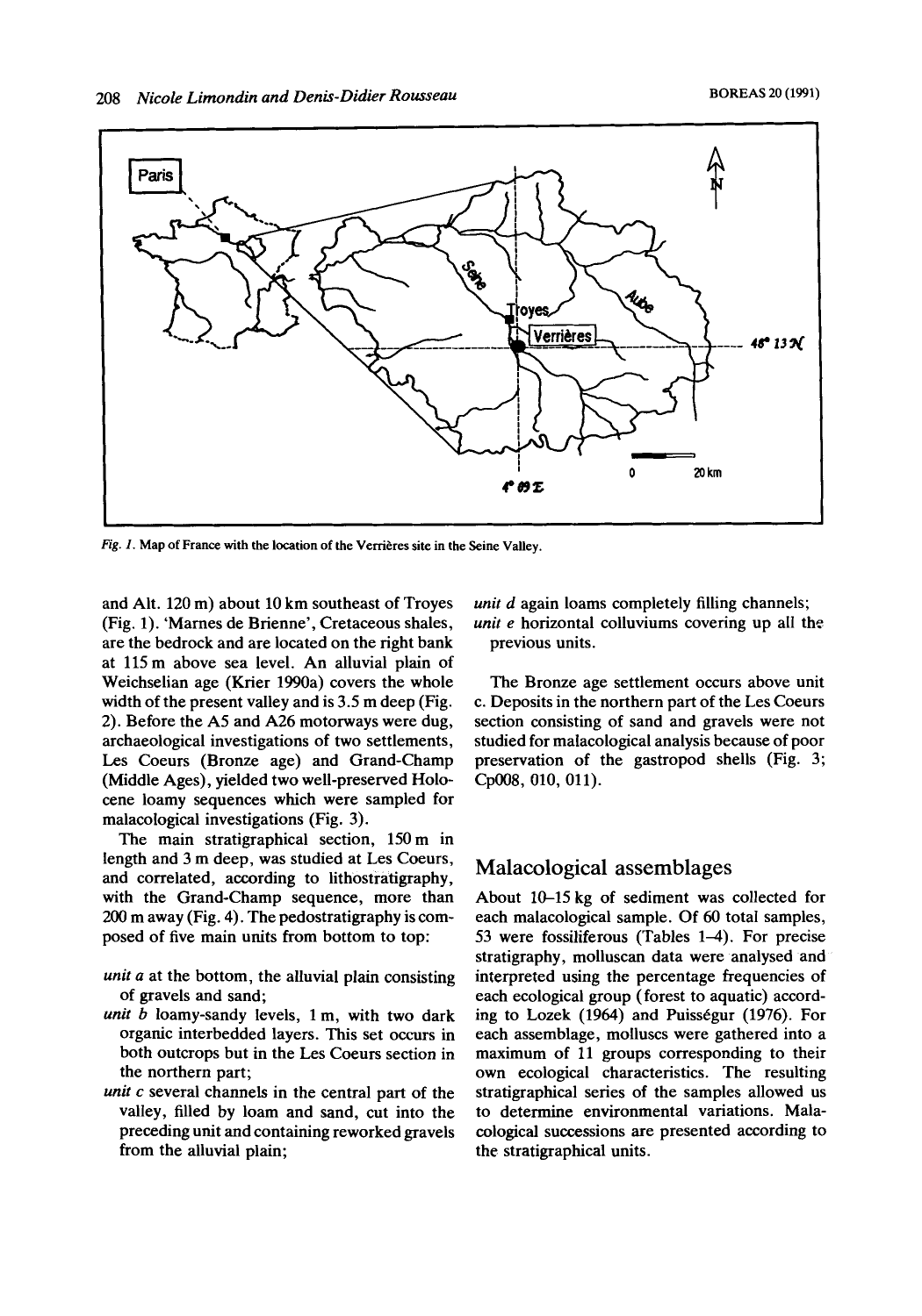Fig. 1. Map of France with the location of the Verrières site in the Seine Valley.

and Alt. 120 m) about 10 km southeast of Troyes (Fig. 1). 'Marnes de Brienne', Cretaceous shales, are the bedrock and are located on the right bank at 115 m above sea level. An alluvial plain of Weichselian age (Krier 1990a) covers the whole width of the present valley and is 3.5 m deep (Fig. 2). Before the A5 and A26 motorways were dug, archaeological investigations of two settlements, Les Coeurs (Bronze age) and Grand-Champ (Middle Ages), yielded two well-preserved Holocene loamy sequences which were sampled for malacological investigations (Fig. 3).

The main stratigraphical section, 150 m in length and 3 m deep, was studied at Les Coeurs, and correlated, according to lithostratigraphy, with the Grand-Champ sequence, more than 200 m away (Fig. 4). The pedostratigraphy is composed of five main units from bottom to top:

- *unit a* at the bottom, the alluvial plain consisting of gravels and sand;
- *unit b* loamy-sandy levels, 1 m, with two dark organic interbedded layers. This set occurs in both outcrops but in the Les Coeurs section in the northern part;
- *unit c* several channels in the central part of the valley, filled by loam and sand, cut into the preceding unit and containing reworked gravels from the alluvial plain;
- *unit d* again loams completely filling channels;
- *unit e* horizontal colluviums covering up all the previous units.

The Bronze age settlement occurs above unit c. Deposits in the northern part of the Les Coeurs section consisting of sand and gravels were not studied for malacological analysis because of poor preservation of the gastropod shells (Fig. 3; Cp008, 010, 011).

## Malacological assemblages

About 10–15 kg of sediment was collected for each malacological sample. Of 60 total samples, 53 were fossiliferous (Tables 1–4). For precise stratigraphy, molluscan data were analysed and interpreted using the percentage frequencies of each ecological group (forest to aquatic) according to Lozek (1964) and Puisségur (1976). For each assemblage, molluscs were gathered into a maximum of 11 groups corresponding to their own ecological characteristics. The resulting stratigraphical series of the samples allowed us to determine environmental variations. Malacological successions are presented according to the stratigraphical units.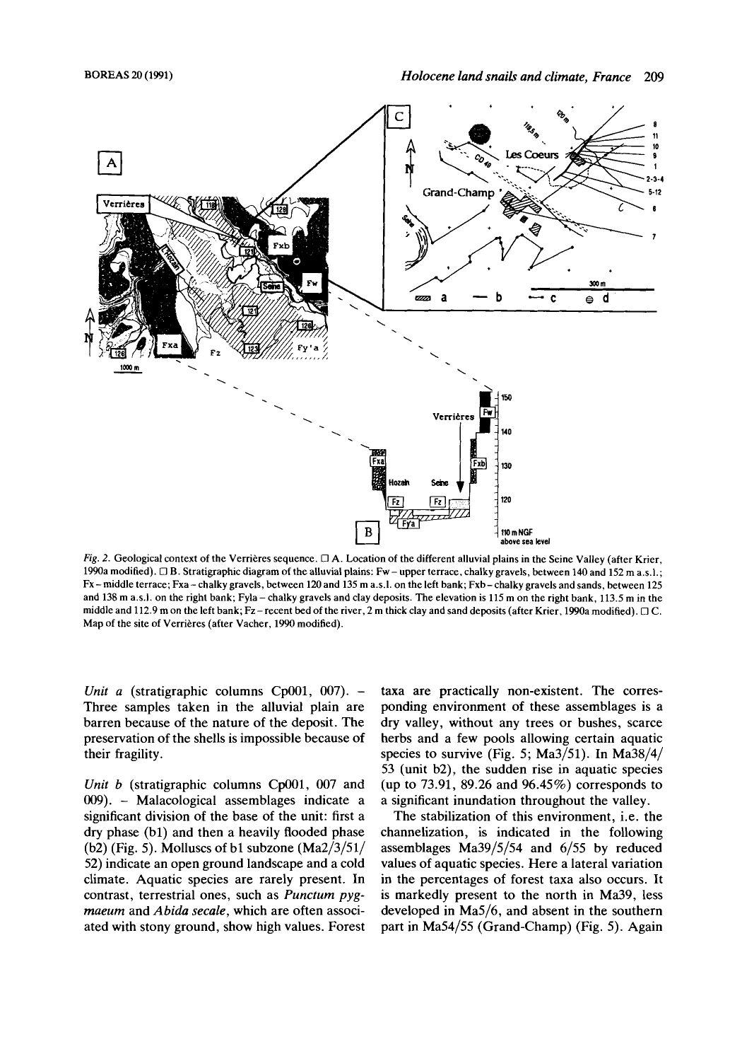*Fig. 2.* Geological context of the Verrières sequence. □ A. Location of the different alluvial plains in the Seine Valley (after Krier, 1990a modified). □ B. Stratigraphic diagram of the alluvial plains: Fw – upper terrace, chalky gravels, between 140 and 152 m a.s.l.; Fx – middle terrace; Fxa – chalky gravels, between 120 and 135 m a.s.l. on the left bank; Fxb – chalky gravels and sands, between 125 and 138 m a.s.l. on the right bank; Fyla – chalky gravels and clay deposits. The elevation is 115 m on the right bank, 113.5 m in the middle and 112.9 m on the left bank; Fz – recent bed of the river, 2 m thick clay and sand deposits (after Krier, 1990a modified). □ C. Map of the site of Verrières (after Vacher, 1990 modified).

*Unit a* (stratigraphic columns Cp001, 007). – Three samples taken in the alluvial plain are barren because of the nature of the deposit. The preservation of the shells is impossible because of their fragility.

*Unit b* (stratigraphic columns Cp001, 007 and 009). – Malacological assemblages indicate a significant division of the base of the unit: first a dry phase (b1) and then a heavily flooded phase (b2) (Fig. 5). Molluscs of b1 subzone (Ma2/3/51/52) indicate an open ground landscape and a cold climate. Aquatic species are rarely present. In contrast, terrestrial ones, such as *Punctum pygmaeum* and *Abida secale*, which are often associated with stony ground, show high values. Forest taxa are practically non-existent. The corresponding environment of these assemblages is a dry valley, without any trees or bushes, scarce herbs and a few pools allowing certain aquatic species to survive (Fig. 5; Ma3/51). In Ma38/4/53 (unit b2), the sudden rise in aquatic species (up to 73.91, 89.26 and 96.45%) corresponds to a significant inundation throughout the valley.

The stabilization of this environment, i.e. the channelization, is indicated in the following assemblages Ma39/5/54 and 6/55 by reduced values of aquatic species. Here a lateral variation in the percentages of forest taxa also occurs. It is markedly present to the north in Ma39, less developed in Ma5/6, and absent in the southern part in Ma54/55 (Grand-Champ) (Fig. 5). Again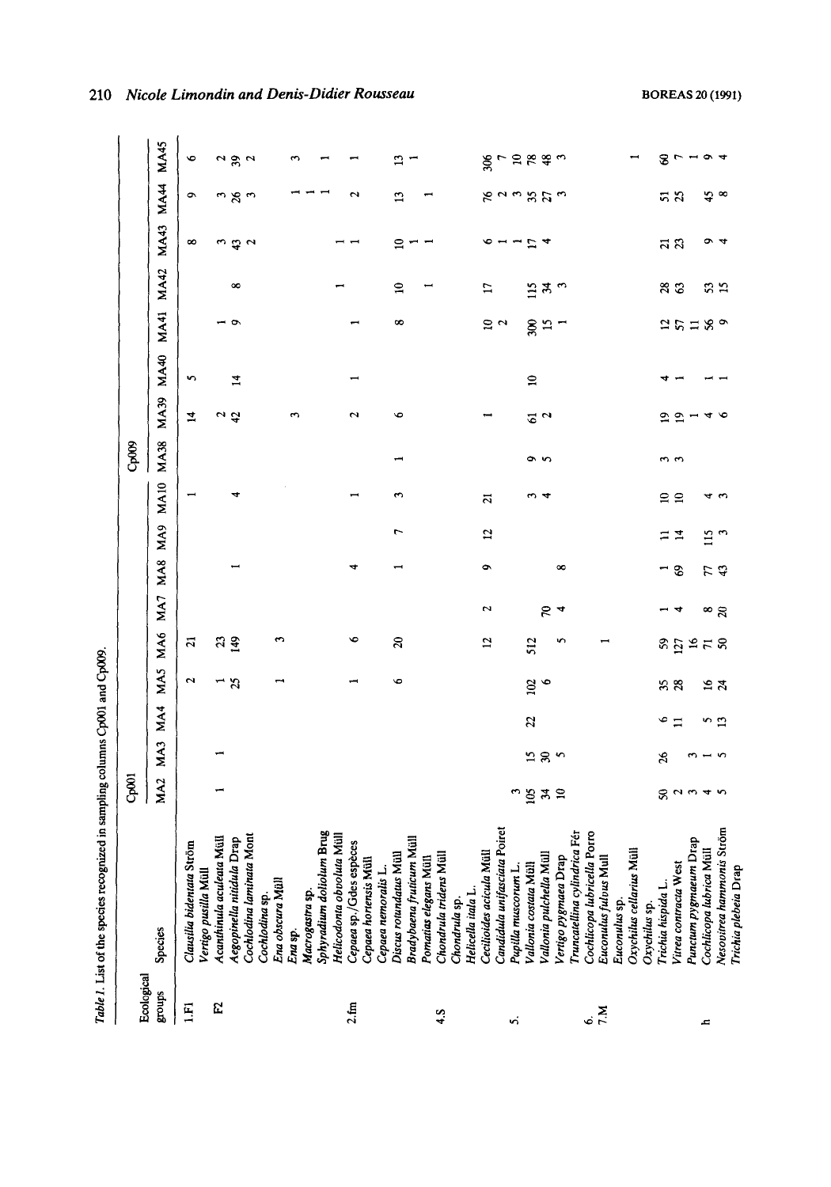*Table 1.* List of the species recognized in sampling columns Cp001 and Cp009.

| Ecological groups | Species | Cp001 MA2 | MA3 | MA4 | MA5 | MA6 | MA7 | MA8 | MA9 | MA10 | Cp009 MA38 | MA39 | MA40 | MA41 | MA42 | MA43 | MA44 | MA45 |
|---|---|---|---|---|---|---|---|---|---|---|---|---|---|---|---|---|---|---|
| 1.F1 | *Clausilia bidentata* Ström | | | | 2 | 21 | | | | 1 | | 14 | 5 | | | 8 | 9 | 6 |
| | *Vertigo pusilla* Müll | | | | | | | | | | | | | | | | | |
| F2 | *Acanthinula aculeata* Müll | 1 | 1 | | 1 | 23 | | | | | | 2 | | 1 | | 3 | 3 | 2 |
| | *Aegopinella nitidula* Drap | | | | 25 | 149 | | 1 | | 4 | | 42 | 14 | 9 | 8 | 43 | 26 | 39 |
| | *Cochlodina laminata* Mont | | | | | | | | | | | | | | | 2 | 3 | 2 |
| | *Cochlodina* sp. | | | | | | | | | | | | | | | | | |
| | *Ena obscura* Müll | | | | 1 | 3 | | | | | | | | | | | | |
| | *Ena* sp. | | | | | | | | | | | 3 | | | | | 1 | 3 |
| | *Macrogastra* sp. | | | | | | | | | | | | | | | | 1 | |
| | *Sphyradium doliolum* Brug | | | | | | | | | | | | | | | | 1 | 1 |
| | *Helicodonta obvoluta* Müll | | | | | | | | | | | | | | 1 | 1 | | |
| 2.fm | *Cepaea* sp./Gdes espèces | | | | 1 | 6 | | 4 | | 1 | | 2 | 1 | 1 | | 1 | 2 | 1 |
| | *Cepaea hortensis* Müll | | | | | | | | | | | | | | | | | |
| | *Cepaea nemoralis* L. | | | | | | | | | | | | | | | | | |
| | *Discus rotundatus* Müll | | | | 6 | 20 | | 1 | 7 | 3 | 1 | 6 | | 8 | 10 | 10 | 13 | 13 |
| | *Bradybaena fruticum* Müll | | | | | | | | | | | | | | | 1 | | 1 |
| | *Pomatias elegans* Müll | | | | | | | | | | | | | | 1 | 1 | 1 | |
| 4.S | *Chondrula tridens* Müll | | | | | | | | | | | | | | | | | |
| | *Chondrula* sp. | | | | | | | | | | | | | | | | | |
| | *Helicella itala* L. | | | | | | | | | | | | | | | | | |
| | *Cecilioides acicula* Müll | | | | | 12 | 2 | 9 | 12 | 21 | | 1 | | 10 | 17 | 6 | 76 | 306 |
| | *Candidula unifasciata* Poiret | | | | | | | | | | | | | 2 | | 1 | 2 | 7 |
| 5. | *Pupilla muscorum* L. | 3 | | | | | | | | | | | | | | 1 | 3 | 10 |
| | *Vallonia costata* Müll | 105 | 15 | 22 | 102 | 512 | | | | 3 | 9 | 61 | 10 | 300 | 115 | 17 | 35 | 78 |
| | *Vallonia pulchella* Müll | 34 | 30 | | 6 | | 70 | | | 4 | 5 | 2 | | 15 | 34 | 4 | 27 | 48 |
| | *Vertigo pygmaea* Drap | 10 | 5 | | | 5 | 4 | 8 | | | | | | 1 | 3 | | 3 | 3 |
| 6. | *Truncatellina cylindrica* Fér | | | | | | | | | | | | | | | | | |
| 7.M | *Cochlicopa lubricella* Porro | | | | | | | | | | | | | | | | | |
| | *Euconulus fulvus* Müll | | | | | 1 | | | | | | | | | | | | |
| | *Euconulus* sp. | | | | | | | | | | | | | | | | | |
| | *Oxychilus cellarius* Müll | | | | | | | | | | | | | | | | | 1 |
| | *Oxychilus* sp. | | | | | | | | | | | | | | | | | |
| | *Trichia hispida* L. | 50 | 26 | 6 | 35 | 59 | 1 | 1 | 11 | 10 | 3 | 19 | 4 | 12 | 28 | 21 | 51 | 60 |
| | *Vitrea contracta* West | 2 | | 11 | 28 | 127 | 4 | 69 | 14 | 10 | 3 | 19 | 1 | 57 | 63 | 23 | 25 | 7 |
| h | *Punctum pygmaeum* Drap | 3 | 3 | | | 16 | | | | | | 1 | | 11 | | | | 1 |
| | *Cochlicopa lubrica* Müll | 4 | 1 | 5 | 16 | 71 | 8 | 77 | 115 | 4 | | 4 | 1 | 56 | 53 | 9 | 45 | 9 |
| | *Nesovitrea hammonis* Ström | 5 | 5 | 13 | 24 | 50 | 20 | 43 | 3 | 3 | | 6 | 1 | 9 | 15 | 4 | 8 | 4 |
| | *Trichia plebeia* Drap | | | | | | | | | | | | | | | | | |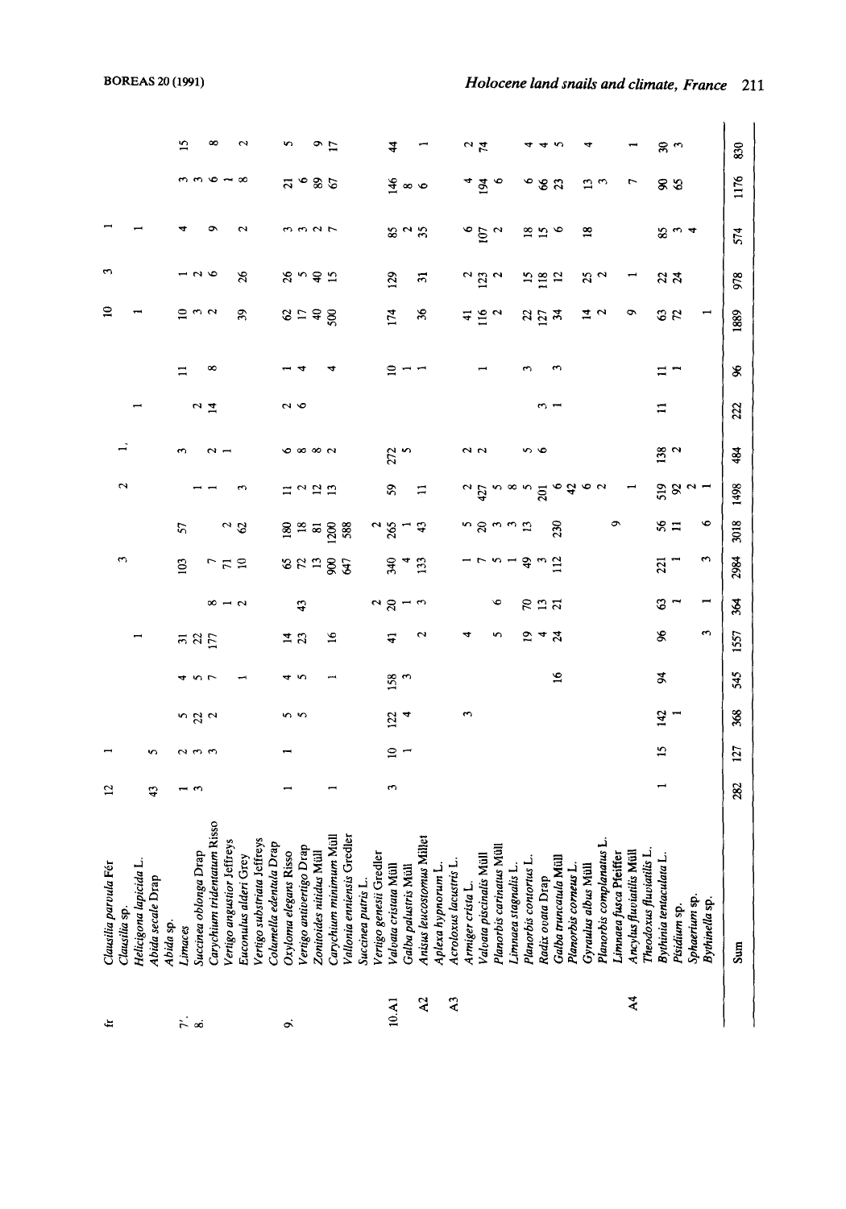| | | | | | | | | | | | | | | | | | | |
|---|---|---|---|---|---|---|---|---|---|---|---|---|---|---|---|---|---|---|
| fr | *Clausilia parvula* Fér | 12 | 1 | | | | | | | | | | | 10 | 3 | 1 | | |
| | *Clausilia* sp. | | | | | | | 3 | | 2 | 1, | | | | | | | |
| | *Helicigona lapicida* L. | | | | | 1 | | | | | | 1 | | 1 | | 1 | | |
| | *Abida secale* Drap | 43 | 5 | | | | | | | | | | | | | | | |
| | *Abida* sp. | | | | | | | | | | | | | | | | | |
| 7. | *Limaces* | 1 | 2 | 5 | 4 | 31 | | 103 | 57 | | 3 | | 11 | 10 | 1 | 4 | 3 | 15 |
| 8. | *Succinea oblonga* Drap | 3 | 3 | 22 | 5 | 22 | | | | 1 | | 2 | | 3 | 2 | | 3 | |
| | *Carychium tridentatum* Risso | | 3 | 2 | 7 | 177 | 8 | 7 | | 1 | 2 | 14 | 8 | 2 | 6 | 9 | 6 | 8 |
| | *Vertigo angustior* Jeffreys | | | | | | 1 | 71 | 2 | | 1 | | | | | | 1 | |
| | *Euconulus alderi* Grey | | | | 1 | | 2 | 10 | 62 | 3 | | | | 39 | 26 | 2 | 8 | 2 |
| | *Vertigo substriata* Jeffreys | | | | | | | | | | | | | | | | | |
| | *Columella edentula* Drap | | | | | | | | | | | | | | | | | |
| 9. | *Oxyloma elegans* Risso | 1 | 1 | 5 | 4 | 14 | | 65 | 180 | 11 | 6 | 2 | 1 | 62 | 26 | 3 | 21 | 5 |
| | *Vertigo antivertigo* Drap | | | 5 | 5 | 23 | 43 | 72 | 18 | 2 | 8 | 6 | 4 | 17 | 5 | 3 | 6 | |
| | *Zonitoides nitidus* Müll | | | | | | | 13 | 81 | 12 | 8 | | | 40 | 40 | 2 | 89 | 9 |
| | *Carychium minimum* Müll | 1 | | | 1 | 16 | | 900 | 1200 | 13 | 2 | | 4 | 500 | 15 | 7 | 67 | 17 |
| | *Vallonia enniensis* Gredler | | | | | | | 647 | 588 | | | | | | | | | |
| | *Succinea putris* L. | | | | | | | | | | | | | | | | | |
| | *Vertigo genesii* Gredler | | | | | | 2 | | 2 | | | | | | | | | |
| 10.A1 | *Valvata cristata* Müll | 3 | 10 | 122 | 158 | 41 | 20 | 340 | 265 | 59 | 272 | | 10 | 174 | 129 | 85 | 146 | 44 |
| | *Galba palustris* Müll | | 1 | 4 | 3 | | 1 | 4 | 1 | | 5 | | 1 | | | 2 | 8 | |
| A2 | *Anisus leucostomus* Millet | | | | | 2 | 3 | 133 | 43 | 11 | | | 1 | 36 | 31 | 35 | 6 | 1 |
| | *Aplexa hypnorum* L. | | | | | | | | | | | | | | | | | |
| A3 | *Acroloxus lacustris* L. | | | | | | | | | | | | | | | | | |
| | *Armiger crista* L. | | | 3 | | 4 | | 1 | 5 | 2 | 2 | | | 41 | 2 | 6 | 4 | 2 |
| | *Valvata piscinalis* Müll | | | | | | | 7 | 20 | 427 | 2 | | 1 | 116 | 123 | 107 | 194 | 74 |
| | *Planorbis carinatus* Müll | | | | | 5 | 6 | 5 | 3 | 5 | | | | 2 | 2 | 2 | 6 | |
| | *Limnaea stagnalis* L. | | | | | | | 1 | 3 | 8 | | | | | | | | |
| | *Planorbis contortus* L. | | | | | 19 | 70 | 49 | 13 | 5 | 5 | | 3 | 22 | 15 | 18 | 6 | 4 |
| | *Radix ovata* Drap | | | | | 4 | 13 | 3 | | 201 | 6 | 3 | | 127 | 118 | 15 | 66 | 4 |
| | *Galba truncatula* Müll | | | | 16 | 24 | 21 | 112 | 230 | 6 | | 1 | 3 | 34 | 12 | 6 | 23 | 5 |
| | *Planorbis corneus* L. | | | | | | | | | 42 | | | | | | | | |
| | *Gyraulus albus* Müll | | | | | | | | | 6 | | | | 14 | 25 | 18 | 13 | 4 |
| | *Planorbis complanatus* L. | | | | | | | | | 2 | | | | 2 | 2 | | 3 | |
| | *Limnaea fusca* Pfeiffer | | | | | | | | 9 | | | | | 9 | | | 7 | |
| A4 | *Ancylus fluviatilis* Müll | | | | | | | | | 1 | | | | | 1 | | | 1 |
| | *Theodoxus fluviatilis* L. | | | | | | | | | | | | | | | | | |
| | *Bythinia tentaculata* L. | 1 | 15 | 142 | 94 | 96 | 63 | 221 | 56 | 519 | 138 | 11 | 11 | 63 | 22 | 85 | 90 | 30 |
| | *Pisidium* sp. | | | 1 | | | 1 | 1 | 11 | 92 | 2 | | 1 | 72 | 24 | 3 | 65 | 3 |
| | *Sphaerium* sp. | | | | | | | | | 2 | | | | | | 4 | | |
| | *Bythinella* sp. | | | | | 3 | 1 | 3 | 6 | 1 | | | | 1 | | | | |
| | Sum | 282 | 127 | 368 | 545 | 1557 | 364 | 2984 | 3018 | 1498 | 484 | 222 | 96 | 1889 | 978 | 574 | 1176 | 830 |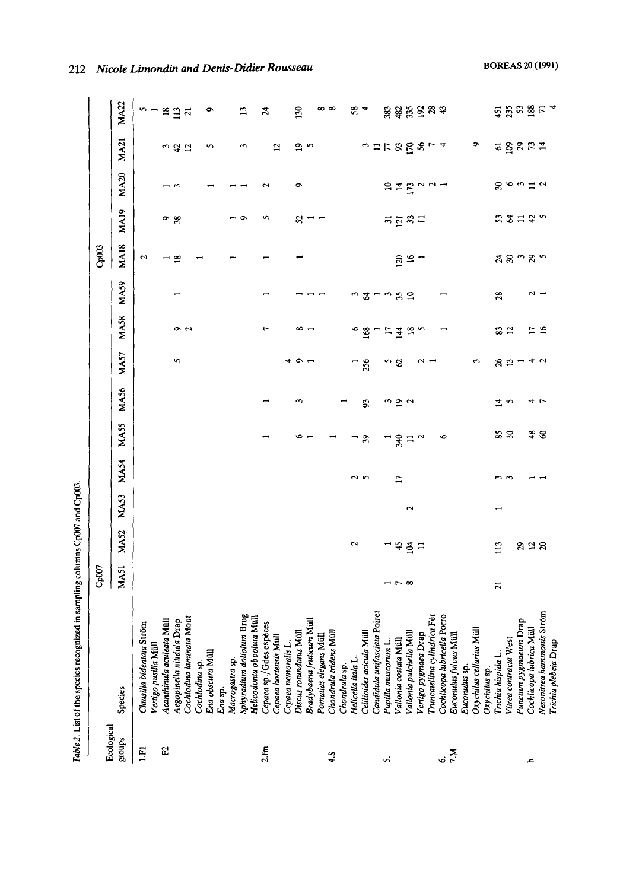Table 2. List of the species recognized in sampling columns Cp007 and Cp003.

| Ecological groups | Species | Cp007 | | | | | | | | | Cp003 | | | | |
|---|---|---|---|---|---|---|---|---|---|---|---|---|---|---|---|
| | | MA51 | MA52 | MA53 | MA54 | MA55 | MA56 | MA57 | MA58 | MA59 | MA18 | MA19 | MA20 | MA21 | MA22 |
| 1.F1 | *Clausilia bidentata* Ström | | | | | | | | | | 2 | | | | 5 |
| | *Vertigo pusilla* Müll | | | | | | | | | | | | | | 1 |
| F2 | *Acanthinula aculeata* Müll | | | | | | | | | | 1 | 9 | 1 | 3 | 18 |
| | *Aegopinella nitidula* Drap | | | | | | | 5 | 9 | 1 | 18 | 38 | 3 | 42 | 113 |
| | *Cochlodina laminata* Mont | | | | | | | | 2 | | | | | 12 | 21 |
| | *Cochlodina* sp. | | | | | | | | | | 1 | | | | |
| | *Ena obscura* Müll | | | | | | | | | | | | 1 | 5 | 9 |
| | *Ena* sp. | | | | | | | | | | | | | | |
| | *Macrogastra* sp. | | | | | | | | | | 1 | 1 | 1 | | |
| | *Sphyradium doliolum* Brug | | | | | | | | | | | 9 | 1 | 3 | 13 |
| | *Helicodonta obvoluta* Müll | | | | | | | | | | | | | | |
| 2.fm | *Cepaea* sp./Gdes espèces | | | | | 1 | 1 | | 7 | 1 | 1 | 5 | 2 | | 24 |
| | *Cepaea hortensis* Müll | | | | | | | | | | | | | 12 | |
| | *Cepaea nemoralis* L. | | | | | | | 4 | | | | | | | |
| | *Discus rotundatus* Müll | | | | | 6 | 3 | 9 | 8 | 1 | 1 | 52 | 9 | 19 | 130 |
| | *Bradybaena fruticum* Müll | | | | | 1 | | 1 | 1 | 1 | | 1 | | 5 | |
| | *Pomatias elegans* Müll | | | | | | | | | 1 | | 1 | | | 8 |
| 4.S | *Chondrula tridens* Müll | | | | | 1 | | | | | | | | | 8 |
| | *Chondrula* sp. | | | | | | 1 | | | | | | | | |
| | *Helicella itala* L. | | 2 | | 2 | 1 | | 1 | 6 | 3 | | | | | 58 |
| | *Cecilioides acicula* Müll | | | | 5 | 39 | 93 | 256 | 168 | 64 | | | | 3 | 4 |
| | *Candidula unifasciata* Poiret | | | | | | | | 1 | 1 | | | | 11 | |
| 5. | *Pupilla muscorum* L. | 1 | 1 | | | 1 | 3 | 5 | 17 | 3 | | 31 | 10 | 77 | 383 |
| | *Vallonia costata* Müll | 7 | 45 | | 17 | 340 | 19 | 62 | 144 | 35 | 120 | 121 | 14 | 93 | 482 |
| | *Vallonia pulchella* Müll | 8 | 104 | 2 | | 11 | 2 | | 18 | 10 | 16 | 33 | 173 | 170 | 335 |
| | *Vertigo pygmaea* Drap | | 11 | | | 2 | | 2 | 5 | | 1 | 11 | 2 | 56 | 192 |
| | *Truncatellina cylindrica* Fér | | | | | | | 1 | | | | | 2 | 7 | 28 |
| 6. | *Cochlicopa lubricella* Porro | | | | | 6 | | | 1 | 1 | | | 1 | 4 | 43 |
| 7.M | *Euconulus fulvus* Müll | | | | | | | | | | | | | | |
| | *Euconulus* sp. | | | | | | | | | | | | | | |
| | *Oxychilus cellarius* Müll | | | | | | | 3 | | | | | | 9 | |
| | *Oxychilus* sp. | | | | | | | | | | | | | | |
| | *Trichia hispida* L. | 21 | 113 | 1 | 3 | 85 | 14 | 26 | 83 | 28 | 24 | 53 | 30 | 61 | 451 |
| | *Vitrea contracta* West | | | | 3 | 30 | 5 | 13 | 12 | | 30 | 64 | 6 | 109 | 235 |
| h | *Punctum pygmaeum* Drap | | 29 | | | | | 1 | | | 3 | 11 | 3 | 29 | 53 |
| | *Cochlicopa lubrica* Müll | | 12 | | 1 | 48 | 4 | 4 | 17 | 2 | 29 | 42 | 11 | 73 | 188 |
| | *Nesovitrea hammonis* Ström | | 20 | | 1 | 60 | 7 | 2 | 16 | 1 | 5 | 5 | 2 | 14 | 71 |
| | *Trichia plebeia* Drap | | | | | | | | | | | | | | 4 |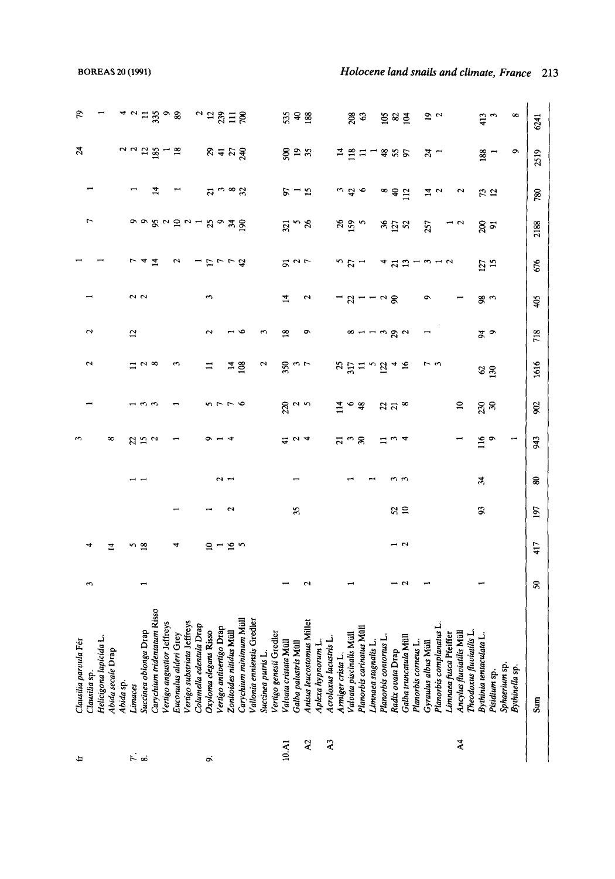| | | | | | | | | | | | | | | | |
|---|---|---|---|---|---|---|---|---|---|---|---|---|---|---|---|
| fr | *Clausilia parvula* Fér | | | | | 3 | | | | | | | | | |
| | *Clausilia* sp. | 3 | 4 | | | | 1 | 2 | 2 | 1 | 1 | 7 | 1 | 24 | 79 |
| | *Helicigona lapicida* L. | | 14 | | | | | | | | 1 | | | | 1 |
| | *Abida secale* Drap | | | | | 8 | | | | | | | | | |
| | *Abida* sp. | | | | | | | | | | | | | 2 | 4 |
| 7. | *Limaces* | | 5 | | 1 | 22 | 1 | 11 | 12 | 2 | 7 | 9 | 1 | 2 | 2 |
| 8. | *Succinea oblonga* Drap | 1 | 18 | | 1 | 15 | 3 | 2 | | 2 | 4 | 9 | | 12 | 11 |
| | *Carychium tridentatum* Risso | | | | | 2 | 3 | 8 | | | 14 | 95 | 14 | 185 | 335 |
| | *Vertigo angustior* Jeffreys | | | | | | | | | | | 2 | | 1 | 9 |
| | *Euconulus alderi* Grey | | 4 | 1 | | 1 | 1 | 3 | | | 2 | 10 | 1 | 18 | 89 |
| | *Vertigo substriata* Jeffreys | | | | | | | | | | | 2 | | | |
| | *Columella edentula* Drap | | | | | | | | | | 1 | 1 | | | 2 |
| 9. | *Oxyloma elegans* Risso | | 10 | 1 | | 9 | 5 | 11 | 2 | 3 | 17 | 25 | 21 | 29 | 12 |
| | *Vertigo antivertigo* Drap | | 1 | | 2 | 1 | 7 | | | | 7 | 9 | 3 | 41 | 239 |
| | *Zonitoides nitidus* Müll | | 16 | 2 | 1 | 4 | 7 | 14 | 1 | | 7 | 34 | 8 | 27 | 111 |
| | *Carychium minimum* Müll | | 5 | | | | 6 | 108 | 6 | | 42 | 190 | 32 | 240 | 700 |
| | *Vallonia enniensis* Gredler | | | | | | | 2 | | | | | | | |
| | *Succinea putris* L. | | | | | | | | 3 | | | | | | |
| | *Vertigo genesii* Gredler | | | | | | | | | | | | | | |
| 10.A1 | *Valvata cristata* Müll | 1 | | 35 | | 41 | 220 | 350 | 18 | 14 | 91 | 321 | 97 | 500 | 535 |
| | *Galba palustris* Müll | | | | 1 | 2 | 2 | 3 | | | 2 | 5 | 1 | 19 | 40 |
| A2 | *Anisus leucostomus* Millet | 2 | | | | 4 | 5 | 7 | 9 | 2 | 7 | 26 | 15 | 35 | 188 |
| | *Aplexa hypnorum* L. | | | | | | | | | | | | | | |
| A3 | *Acroloxus lacustris* L. | | | | | | | | | | | | | | |
| | *Armiger crista* L. | | | | | 21 | 114 | 25 | | 1 | 5 | 26 | 3 | 14 | |
| | *Valvata piscinalis* Müll | 1 | | | 1 | 3 | 6 | 317 | 8 | 22 | 27 | 159 | 42 | 118 | 208 |
| | *Planorbis carinatus* Müll | | | | | 30 | 48 | 11 | 1 | 1 | 1 | 5 | 6 | 11 | 63 |
| | *Limnaea stagnalis* L. | | | | 1 | | | 5 | 1 | 1 | | | | 1 | |
| | *Planorbis contortus* L. | | | | | 11 | 22 | 122 | 3 | 2 | 4 | 36 | 8 | 48 | 105 |
| | *Radix ovata* Drap | 1 | 1 | 52 | 3 | 3 | 21 | 4 | 29 | 90 | 21 | 127 | 40 | 55 | 82 |
| | *Galba truncatula* Müll | 2 | 2 | 10 | 3 | 4 | 8 | 16 | 2 | | 13 | 52 | 112 | 97 | 104 |
| | *Planorbis corneus* L. | | | | | | | | | | 1 | | | | |
| | *Gyraulus albus* Müll | 1 | | | | | | 7 | 1 | 9 | 3 | 257 | 14 | 24 | 19 |
| | *Planorbis complanatus* L. | | | | | | | 3 | | | 1 | | 2 | 1 | 2 |
| | *Limnaea fusca* Pfeiffer | | | | | | | | | | 2 | 1 | | | |
| A4 | *Ancylus fluviatilis* Müll | | | | | 1 | 10 | | | 1 | | 2 | 2 | | |
| | *Theodoxus fluviatilis* L. | | | | | | | | | | | | | | |
| | *Bythinia tentaculata* L. | 1 | | 93 | 34 | 116 | 230 | 62 | 94 | 98 | 127 | 200 | 73 | 188 | 413 |
| | *Pisidium* sp. | | | | | 9 | 30 | 130 | 9 | 3 | 15 | 91 | 12 | 1 | 3 |
| | *Sphaerium* sp. | | | | | | | | | | | | | | |
| | *Bythinella* sp. | | | | | 1 | | | | | | | | 9 | 8 |
| | Sum | 50 | 417 | 197 | 80 | 943 | 902 | 1616 | 718 | 405 | 676 | 2188 | 780 | 2519 | 6241 |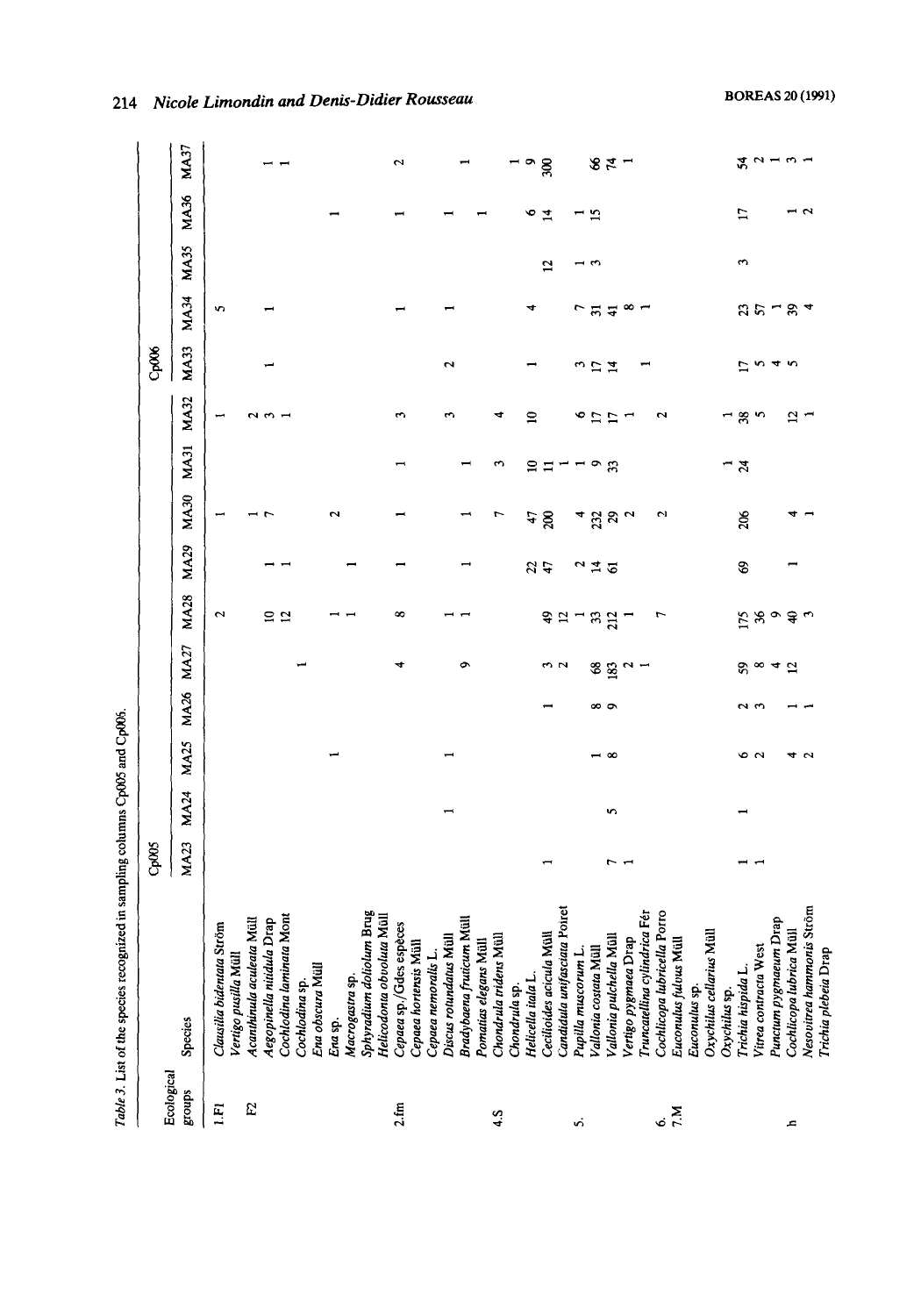Table 3. List of the species recognized in sampling columns Cp005 and Cp006.

| Ecological groups | Species | Cp005 MA23 | MA24 | MA25 | MA26 | MA27 | MA28 | MA29 | MA30 | MA31 | MA32 | Cp006 MA33 | MA34 | MA35 | MA36 | MA37 |
|---|---|---|---|---|---|---|---|---|---|---|---|---|---|---|---|---|
| 1.Fl | *Clausilia bidentata* Ström | | | | | | 2 | | 1 | | 1 | | 5 | | | |
| | *Vertigo pusilla* Müll | | | | | | | | | | | | | | | |
| F2 | *Acanthinula aculeata* Müll | | | | | | | | | | 2 | | | | | |
| | *Aegopinella nitidula* Drap | | | | | | 10 | 1 | 1 | | 3 | | | | | 1 |
| | *Cochlodina laminata* Mont | | | | | | 12 | 1 | 7 | | 1 | 1 | 1 | | | 1 |
| | *Cochlodina* sp. | | | | | 1 | | | | | | | | | | |
| | *Ena obscura* Müll | | | | | | | | | | | | | | | |
| | *Ena* sp. | | | 1 | | | 1 | | 2 | | | | | | 1 | |
| | *Macrogastra* sp. | | | | | | 1 | 1 | | | | | | | | |
| | *Sphyradium doliolum* Brug | | | | | | | | | | | | | | | |
| | *Helicodonta obvoluta* Müll | | | | | | | | | | | | | | | |
| 2.fm | *Cepaea* sp./Gdes espèces | | | | | 4 | 8 | 1 | 1 | 1 | 3 | | 1 | | 1 | 2 |
| | *Cepaea hortensis* Müll | | | | | | | | | | | | | | | |
| | *Cepaea nemoralis* L. | | | | | | | | | | | | | | | |
| | *Discus rotundatus* Müll | | 1 | 1 | | | 1 | | | | | 2 | 1 | | 1 | |
| | *Bradybaena fruticum* Müll | | | | | 9 | 1 | 1 | 1 | 1 | 3 | | | | | 1 |
| | *Pomatias elegans* Müll | | | | | | | | | | | | | | 1 | |
| 4.S | *Chondrula tridens* Müll | | | | | | | | 7 | 3 | 4 | | | | | |
| | *Chondrula* sp. | | | | | | | | | | | | | | | 1 |
| | *Helicella itala* L. | 1 | | | | | | 22 | 47 | 10 | 10 | 1 | 4 | | 6 | 9 |
| | *Cecilioides acicula* Müll | | | | 1 | 3 | 49 | 47 | 200 | 11 | | | | 12 | 14 | 300 |
| | *Candidula unifasciata* Poiret | | | | | 2 | 12 | | | 1 | | | | | | |
| 5. | *Pupilla muscorum* L. | | | | | | 1 | 2 | 4 | 1 | 6 | 3 | 7 | 1 | 1 | |
| | *Vallonia costata* Müll | | | 1 | 8 | 68 | 33 | 14 | 232 | 9 | 17 | 17 | 31 | 3 | 15 | 66 |
| | *Vallonia pulchella* Müll | 7 | 5 | 8 | 9 | 183 | 212 | 61 | 29 | 33 | 17 | 14 | 41 | | | 74 |
| | *Vertigo pygmaea* Drap | 1 | | | | 2 | 1 | | 2 | | 1 | | 8 | | | 1 |
| 6. | *Truncatellina cylindrica* Fér | | | | | 1 | | | | | | | 1 | | | |
| 7.M | *Cochlicopa lubricella* Porro | | | | | | 7 | | 2 | | 2 | 1 | | | | |
| | *Euconulus fulvus* Müll | | | | | | | | | | | | | | | |
| | *Euconulus* sp. | | | | | | | | | | | | | | | |
| | *Oxychilus cellarius* Müll | | | | | | | | | | | | | | | |
| | *Oxychilus* sp. | | | | | | | | | 1 | 1 | | | | | |
| | *Trichia hispida* L. | 1 | 1 | 6 | 2 | 59 | 175 | 69 | 206 | 24 | 38 | 17 | 23 | 3 | 17 | 54 |
| | *Vitrea contracta* West | 1 | | 2 | 3 | 8 | 36 | | | | 5 | 5 | 57 | | | 2 |
| | *Punctum pygmaeum* Drap | | | | | 4 | 9 | | | | | 4 | 1 | | | 1 |
| h | *Cochlicopa lubrica* Müll | | | 4 | 1 | 12 | 40 | 1 | 4 | | 12 | 5 | 39 | | 1 | 3 |
| | *Nesovitrea hammonis* Ström | | | 2 | 1 | | 3 | | 1 | | 1 | | 4 | | 2 | 1 |
| | *Trichia plebeia* Drap | | | | | | | | | | | | | | | |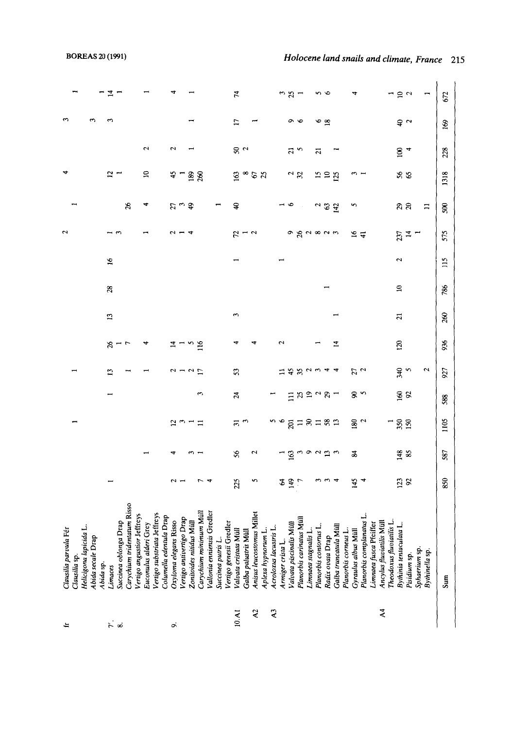| | | | | | | | | | | | | | | | | |
|---|---|---|---|---|---|---|---|---|---|---|---|---|---|---|---|---|
| fr | *Clausilia parvula* Fér | | | | | | | | | | 2 | | 4 | | 3 | |
| | *Clausilia* sp. | | | 1 | | 1 | | | | | | 1 | | | | 1 |
| | *Helicigona lapicida* L. | | | | | | | | | | | | | | | |
| | *Abida secale* Drap | | | | | | | | | | | | | | 3 | |
| | *Abida* sp. | | | | | | | | | | | | | | | 1 |
| 7. | *Limaces* | 1 | | | 1 | 13 | 26 | 13 | 28 | 16 | 1 | | 12 | | 3 | 14 |
| 8. | *Succinea oblonga* Drap | | | | | | 1 | | | | 3 | | 1 | | | 1 |
| | *Carychium tridentatum* Risso | | | | | 1 | 7 | | | | | 26 | | | | |
| | *Vertigo angustior* Jeffreys | | | | | | | | | | | | | | | |
| | *Euconulus alderi* Grey | | 1 | | | 1 | 4 | | | | 1 | 4 | 10 | 2 | | 1 |
| | *Vertigo substriata* Jeffreys | | | | | | | | | | | | | | | |
| | *Columella edentula* Drap | | | | | | | | | | | | | | | |
| 9. | *Oxyloma elegans* Risso | 2 | 4 | 12 | | 2 | 14 | | | | 2 | 27 | 45 | 2 | | 4 |
| | *Vertigo antivertigo* Drap | 1 | | 3 | | 1 | 1 | | | | 1 | 3 | 1 | | | |
| | *Zonitoides nitidus* Müll | | 3 | 1 | | 2 | 5 | | | | 4 | 49 | 189 | 1 | 1 | 1 |
| | *Carychium minimum* Müll | 7 | 1 | 11 | 3 | 17 | 116 | | | | | | 260 | | | |
| | *Vallonia enniensis* Gredler | 4 | | | | | | | | | | | | | | |
| | *Succinea putris* L. | | | | | | | | | | | 1 | | | | |
| | *Vertigo genesii* Gredler | | | | | | | | | | | | | | | |
| 10.A1 | *Valvata cristata* Müll | 225 | 56 | 31 | 24 | 53 | 4 | 3 | | 1 | 72 | 40 | 163 | 50 | 17 | 74 |
| A2 | *Galba palustris* Müll | | | 3 | | | | | | | 1 | | 8 | 2 | | |
| | *Anisus leucostomus* Millet | 5 | 2 | | | | 4 | | | | 2 | | 67 | | 1 | |
| | *Aplexa hypnorum* L. | | | | | | | | | | | | 25 | | | |
| A3 | *Acroloxus lacustris* L. | | | 5 | 1 | | | | | 1 | | | | | | |
| | *Armiger crista* L. | 64 | 1 | 6 | | 11 | 2 | | | | 9 | 1 | 2 | 21 | 9 | 3 |
| | *Valvata piscinalis* Müll | 149 | 163 | 201 | 111 | 45 | | | | | 26 | 6 | 32 | 5 | 6 | 25 |
| | *Planorbis carinatus* Müll | 7 | 3 | 11 | 25 | 35 | | | | | 2 | | | | | 1 |
| | *Limnaea stagnalis* L. | | 9 | 30 | 19 | 2 | | | | | 8 | | | | | |
| | *Planorbis contortus* L. | 3 | 2 | 11 | 2 | 3 | 1 | | | | 2 | 2 | 15 | 21 | 6 | 5 |
| | *Radix ovata* Drap | 3 | 13 | 58 | 29 | 4 | | | 1 | | 3 | 63 | 10 | | 18 | 6 |
| | *Galba truncatula* Müll | 4 | 3 | 13 | 1 | 4 | 14 | 1 | | | | 142 | 125 | 1 | | |
| | *Planorbis corneus* L. | | | | | | | | | | | | | | | |
| | *Gyraulus albus* Müll | 145 | 84 | 180 | 90 | 27 | | | | | 16 | 5 | 3 | | | 4 |
| | *Planorbis complanatus* L. | 4 | | 2 | 5 | 2 | | | | | 41 | | 1 | | | |
| | *Limnaea fusca* Pfeiffer | | | | | | | | | | | | | | | |
| A4 | *Ancylus fluviatilis* Müll | | | | | | | | | | | | | | | |
| | *Theodoxus fluviatilis* L. | | | 1 | | | | | | | | | | | | 1 |
| | *Bythinia tentaculata* L. | 123 | 148 | 350 | 160 | 340 | 120 | 21 | 10 | 2 | 237 | 29 | 56 | 100 | 40 | 10 |
| | *Pisidium* sp. | 92 | 85 | 150 | 92 | 5 | | | | | 14 | 20 | 65 | 4 | 2 | 2 |
| | *Sphaerium* sp. | | | | | 2 | | | | | 1 | | | | | |
| | *Bythinella* sp. | | | | | | | | | | | 11 | | | | 1 |
| | Sum | 850 | 587 | 1105 | 588 | 927 | 936 | 260 | 786 | 115 | 575 | 500 | 1318 | 228 | 169 | 672 |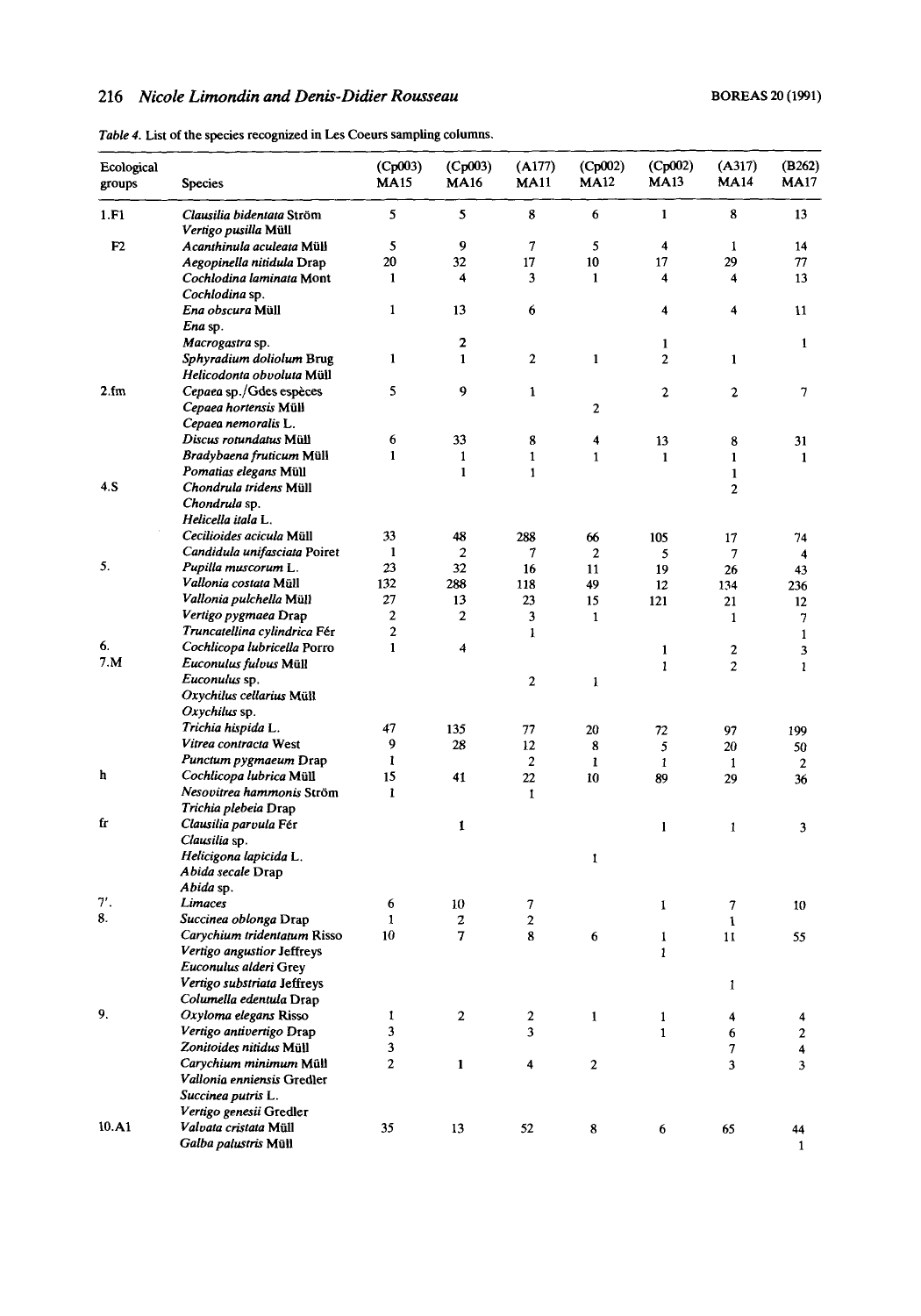*Table 4.* List of the species recognized in Les Coeurs sampling columns.

| Ecological groups | Species | (Cp003) MA15 | (Cp003) MA16 | (A177) MA11 | (Cp002) MA12 | (Cp002) MA13 | (A317) MA14 | (B262) MA17 |
|---|---|---|---|---|---|---|---|---|
| 1.F1 | *Clausilia bidentata* Ström | 5 | 5 | 8 | 6 | 1 | 8 | 13 |
| | *Vertigo pusilla* Müll | | | | | | | |
| F2 | *Acanthinula aculeata* Müll | 5 | 9 | 7 | 5 | 4 | 1 | 14 |
| | *Aegopinella nitidula* Drap | 20 | 32 | 17 | 10 | 17 | 29 | 77 |
| | *Cochlodina laminata* Mont | 1 | 4 | 3 | 1 | 4 | 4 | 13 |
| | *Cochlodina* sp. | | | | | | | |
| | *Ena obscura* Müll | 1 | 13 | 6 | | 4 | 4 | 11 |
| | *Ena* sp. | | | | | | | |
| | *Macrogastra* sp. | | 2 | | | 1 | | 1 |
| | *Sphyradium doliolum* Brug | 1 | 1 | 2 | 1 | 2 | 1 | |
| | *Helicodonta obvoluta* Müll | | | | | | | |
| 2.fm | *Cepaea* sp./Gdes espèces | 5 | 9 | 1 | | 2 | 2 | 7 |
| | *Cepaea hortensis* Müll | | | | 2 | | | |
| | *Cepaea nemoralis* L. | | | | | | | |
| | *Discus rotundatus* Müll | 6 | 33 | 8 | 4 | 13 | 8 | 31 |
| | *Bradybaena fruticum* Müll | 1 | 1 | 1 | 1 | 1 | 1 | 1 |
| | *Pomatias elegans* Müll | | 1 | 1 | | | 1 | |
| 4.S | *Chondrula tridens* Müll | | | | | | 2 | |
| | *Chondrula* sp. | | | | | | | |
| | *Helicella itala* L. | | | | | | | |
| | *Cecilioides acicula* Müll | 33 | 48 | 288 | 66 | 105 | 17 | 74 |
| | *Candidula unifasciata* Poiret | 1 | 2 | 7 | 2 | 5 | 7 | 4 |
| 5. | *Pupilla muscorum* L. | 23 | 32 | 16 | 11 | 19 | 26 | 43 |
| | *Vallonia costata* Müll | 132 | 288 | 118 | 49 | 12 | 134 | 236 |
| | *Vallonia pulchella* Müll | 27 | 13 | 23 | 15 | 121 | 21 | 12 |
| | *Vertigo pygmaea* Drap | 2 | 2 | 3 | 1 | | 1 | 7 |
| | *Truncatellina cylindrica* Fér | 2 | | 1 | | | | 1 |
| 6. | *Cochlicopa lubricella* Porro | 1 | 4 | | | 1 | 2 | 3 |
| 7.M | *Euconulus fulvus* Müll | | | | | 1 | 2 | 1 |
| | *Euconulus* sp. | | | 2 | 1 | | | |
| | *Oxychilus cellarius* Müll | | | | | | | |
| | *Oxychilus* sp. | | | | | | | |
| | *Trichia hispida* L. | 47 | 135 | 77 | 20 | 72 | 97 | 199 |
| | *Vitrea contracta* West | 9 | 28 | 12 | 8 | 5 | 20 | 50 |
| | *Punctum pygmaeum* Drap | 1 | | 2 | 1 | 1 | 1 | 2 |
| h | *Cochlicopa lubrica* Müll | 15 | 41 | 22 | 10 | 89 | 29 | 36 |
| | *Nesovitrea hammonis* Ström | 1 | | 1 | | | | |
| | *Trichia plebeia* Drap | | | | | | | |
| fr | *Clausilia parvula* Fér | | 1 | | | 1 | 1 | 3 |
| | *Clausilia* sp. | | | | | | | |
| | *Helicigona lapicida* L. | | | | 1 | | | |
| | *Abida secale* Drap | | | | | | | |
| | *Abida* sp. | | | | | | | |
| 7'. | *Limaces* | 6 | 10 | 7 | | 1 | 7 | 10 |
| 8. | *Succinea oblonga* Drap | 1 | 2 | 2 | | | 1 | |
| | *Carychium tridentatum* Risso | 10 | 7 | 8 | 6 | 1 | 11 | 55 |
| | *Vertigo angustior* Jeffreys | | | | | 1 | | |
| | *Euconulus alderi* Grey | | | | | | | |
| | *Vertigo substriata* Jeffreys | | | | | | 1 | |
| | *Columella edentula* Drap | | | | | | | |
| 9. | *Oxyloma elegans* Risso | 1 | 2 | 2 | 1 | 1 | 4 | 4 |
| | *Vertigo antivertigo* Drap | 3 | | 3 | | 1 | 6 | 2 |
| | *Zonitoides nitidus* Müll | 3 | | | | | 7 | 4 |
| | *Carychium minimum* Müll | 2 | 1 | 4 | 2 | | 3 | 3 |
| | *Vallonia enniensis* Gredler | | | | | | | |
| | *Succinea putris* L. | | | | | | | |
| | *Vertigo genesii* Gredler | | | | | | | |
| 10.A1 | *Valvata cristata* Müll | 35 | 13 | 52 | 8 | 6 | 65 | 44 |
| | *Galba palustris* Müll | | | | | | | 1 |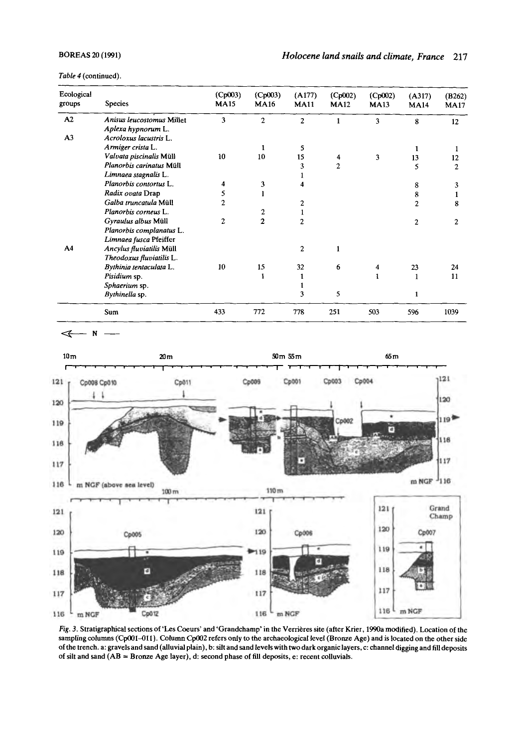*Table 4* (continued).

| Ecological groups | Species | (Cp003) MA15 | (Cp003) MA16 | (A177) MA11 | (Cp002) MA12 | (Cp002) MA13 | (A317) MA14 | (B262) MA17 |
|---|---|---|---|---|---|---|---|---|
| A2 | *Anisus leucostomus* Millet | 3 | 2 | 2 | 1 | 3 | 8 | 12 |
| | *Aplexa hypnorum* L. | | | | | | | |
| A3 | *Acroloxus lacustris* L. | | | | | | | |
| | *Armiger crista* L. | | 1 | 5 | | | 1 | 1 |
| | *Valvata piscinalis* Müll | 10 | 10 | 15 | 4 | 3 | 13 | 12 |
| | *Planorbis carinatus* Müll | | | 3 | 2 | | 5 | 2 |
| | *Limnaea stagnalis* L. | | | 1 | | | | |
| | *Planorbis contortus* L. | 4 | 3 | 4 | | | 8 | 3 |
| | *Radix ovata* Drap | 5 | 1 | | | | 8 | 1 |
| | *Galba truncatula* Müll | 2 | | 2 | | | 2 | 8 |
| | *Planorbis corneus* L. | | 2 | 1 | | | | |
| | *Gyraulus albus* Müll | 2 | 2 | 2 | | | 2 | 2 |
| | *Planorbis complanatus* L. | | | | | | | |
| | *Limnaea fusca* Pfeiffer | | | | | | | |
| A4 | *Ancylus fluviatilis* Müll | | | 2 | 1 | | | |
| | *Theodoxus fluviatilis* L. | | | | | | | |
| | *Bythinia tentaculata* L. | 10 | 15 | 32 | 6 | 4 | 23 | 24 |
| | *Pisidium* sp. | | 1 | 1 | | 1 | 1 | 11 |
| | *Sphaerium* sp. | | | 1 | | | | |
| | *Bythinella* sp. | | | 3 | 5 | | 1 | |
| | Sum | 433 | 772 | 778 | 251 | 503 | 596 | 1039 |

*Fig. 3.* Stratigraphical sections of 'Les Coeurs' and 'Grandchamp' in the Verrières site (after Krier, 1990a modified). Location of the sampling columns (Cp001–011). Column Cp002 refers only to the archaeological level (Bronze Age) and is located on the other side of the trench. a: gravels and sand (alluvial plain), b: silt and sand levels with two dark organic layers, c: channel digging and fill deposits of silt and sand (AB = Bronze Age layer), d: second phase of fill deposits, e: recent colluvials.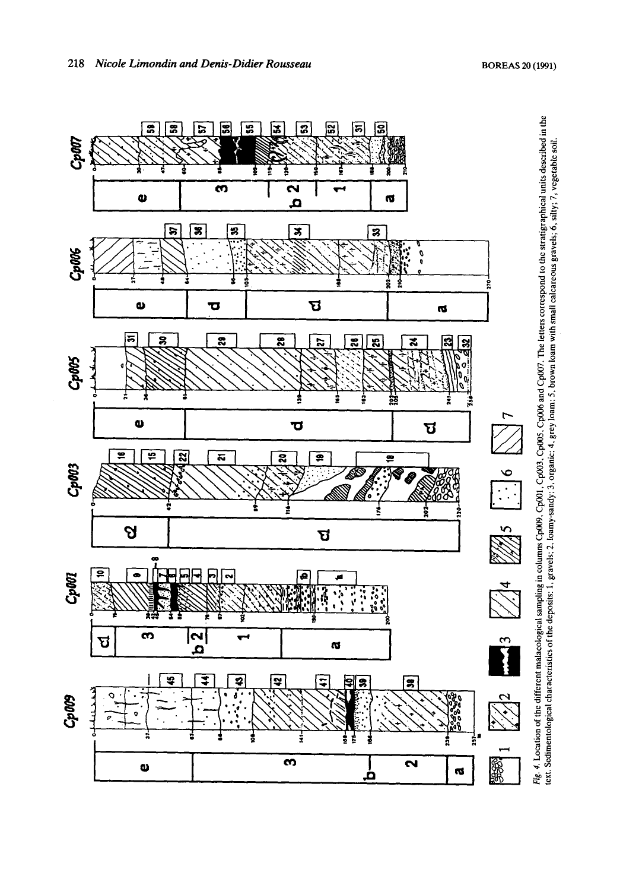*Fig. 4.* Location of the different malacological sampling in columns Cp009, Cp001, Cp003, Cp005, Cp006 and Cp007. The letters correspond to the stratigraphical units described in the text. Sedimentological characteristics of the deposits: 1, gravels; 2, loamy-sandy; 3, organic; 4, grey loam; 5, brown loam with small calcareous gravels; 6, silty; 7, vegetable soil.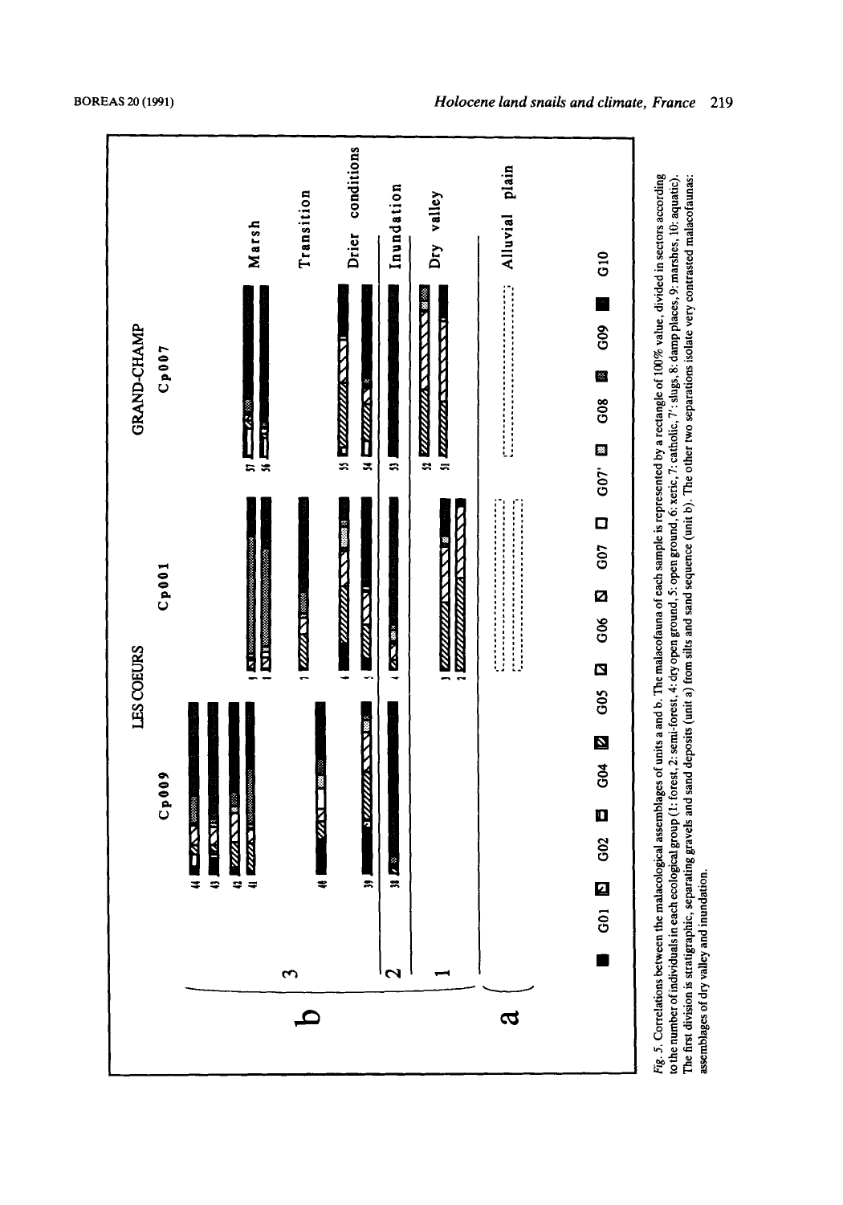*Fig. 5.* Correlations between the malacological assemblages of units a and b. The malacofauna of each sample is represented by a rectangle of 100% value, divided in sectors according to the number of individuals in each ecological group (1: forest, 2: semi-forest, 4: dry open ground, 5: open ground, 6: xeric, 7: catholic, 7': slugs, 8: damp places, 9: marshes, 10: aquatic). The first division is stratigraphic, separating gravels and sand deposits (unit a) from silts and sand sequence (unit b). The other two separations isolate very contrasted malacofaunas: assemblages of dry valley and inundation.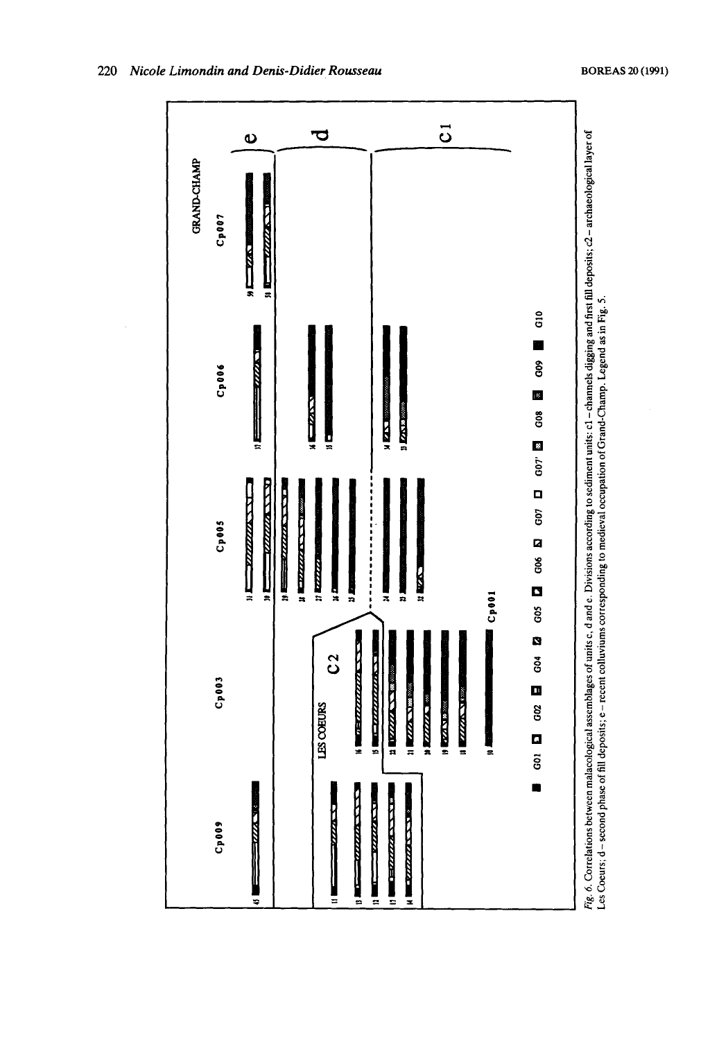*Fig. 6.* Correlations between malacological assemblages of units c, d and e. Divisions according to sediment units: c1 – channels digging and first fill deposits; c2 – archaeological layer of Les Coeurs; d – second phase of fill deposits; e – recent colluviums corresponding to medieval occupation of Grand-Champ. Legend as in Fig. 5.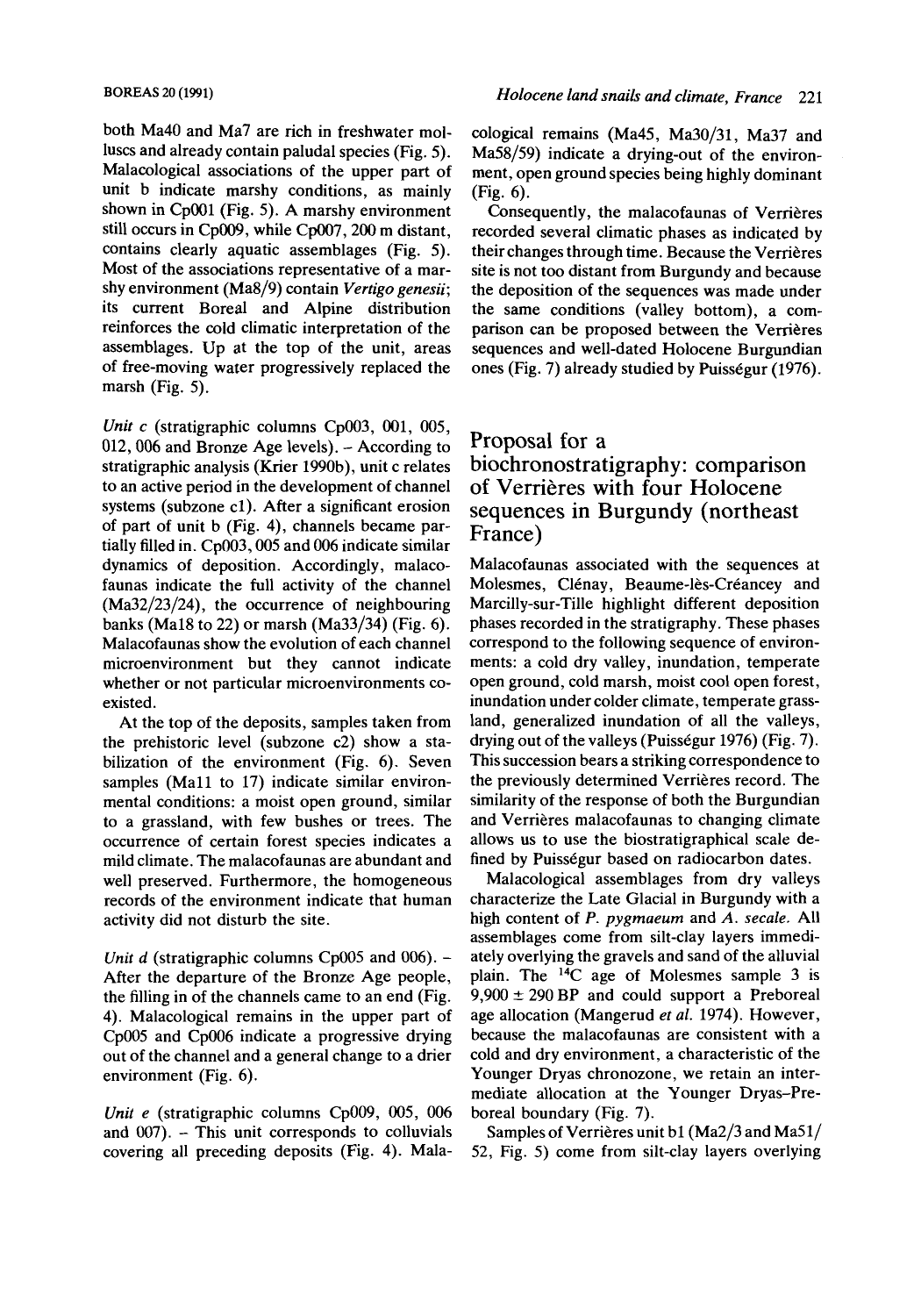both Ma40 and Ma7 are rich in freshwater molluscs and already contain paludal species (Fig. 5). Malacological associations of the upper part of unit b indicate marshy conditions, as mainly shown in Cp001 (Fig. 5). A marshy environment still occurs in Cp009, while Cp007, 200 m distant, contains clearly aquatic assemblages (Fig. 5). Most of the associations representative of a marshy environment (Ma8/9) contain *Vertigo genesii*; its current Boreal and Alpine distribution reinforces the cold climatic interpretation of the assemblages. Up at the top of the unit, areas of free-moving water progressively replaced the marsh (Fig. 5).

*Unit c* (stratigraphic columns Cp003, 001, 005, 012, 006 and Bronze Age levels). – According to stratigraphic analysis (Krier 1990b), unit c relates to an active period in the development of channel systems (subzone c1). After a significant erosion of part of unit b (Fig. 4), channels became partially filled in. Cp003, 005 and 006 indicate similar dynamics of deposition. Accordingly, malacofaunas indicate the full activity of the channel (Ma32/23/24), the occurrence of neighbouring banks (Ma18 to 22) or marsh (Ma33/34) (Fig. 6). Malacofaunas show the evolution of each channel microenvironment but they cannot indicate whether or not particular microenvironments coexisted.

At the top of the deposits, samples taken from the prehistoric level (subzone c2) show a stabilization of the environment (Fig. 6). Seven samples (Ma11 to 17) indicate similar environmental conditions: a moist open ground, similar to a grassland, with few bushes or trees. The occurrence of certain forest species indicates a mild climate. The malacofaunas are abundant and well preserved. Furthermore, the homogeneous records of the environment indicate that human activity did not disturb the site.

*Unit d* (stratigraphic columns Cp005 and 006). – After the departure of the Bronze Age people, the filling in of the channels came to an end (Fig. 4). Malacological remains in the upper part of Cp005 and Cp006 indicate a progressive drying out of the channel and a general change to a drier environment (Fig. 6).

*Unit e* (stratigraphic columns Cp009, 005, 006 and 007). – This unit corresponds to colluvials covering all preceding deposits (Fig. 4). Malacological remains (Ma45, Ma30/31, Ma37 and Ma58/59) indicate a drying-out of the environment, open ground species being highly dominant (Fig. 6).

Consequently, the malacofaunas of Verrières recorded several climatic phases as indicated by their changes through time. Because the Verrières site is not too distant from Burgundy and because the deposition of the sequences was made under the same conditions (valley bottom), a comparison can be proposed between the Verrières sequences and well-dated Holocene Burgundian ones (Fig. 7) already studied by Puisségur (1976).

## Proposal for a biochronostratigraphy: comparison of Verrières with four Holocene sequences in Burgundy (northeast France)

Malacofaunas associated with the sequences at Molesmes, Clénay, Beaume-lès-Créancey and Marcilly-sur-Tille highlight different deposition phases recorded in the stratigraphy. These phases correspond to the following sequence of environments: a cold dry valley, inundation, temperate open ground, cold marsh, moist cool open forest, inundation under colder climate, temperate grassland, generalized inundation of all the valleys, drying out of the valleys (Puisségur 1976) (Fig. 7). This succession bears a striking correspondence to the previously determined Verrières record. The similarity of the response of both the Burgundian and Verrières malacofaunas to changing climate allows us to use the biostratigraphical scale defined by Puisségur based on radiocarbon dates.

Malacological assemblages from dry valleys characterize the Late Glacial in Burgundy with a high content of *P. pygmaeum* and *A. secale*. All assemblages come from silt-clay layers immediately overlying the gravels and sand of the alluvial plain. The $^{14}$C age of Molesmes sample 3 is 9,900 ± 290 BP and could support a Preboreal age allocation (Mangerud *et al.* 1974). However, because the malacofaunas are consistent with a cold and dry environment, a characteristic of the Younger Dryas chronozone, we retain an intermediate allocation at the Younger Dryas–Preboreal boundary (Fig. 7).

Samples of Verrières unit b1 (Ma2/3 and Ma51/52, Fig. 5) come from silt-clay layers overlying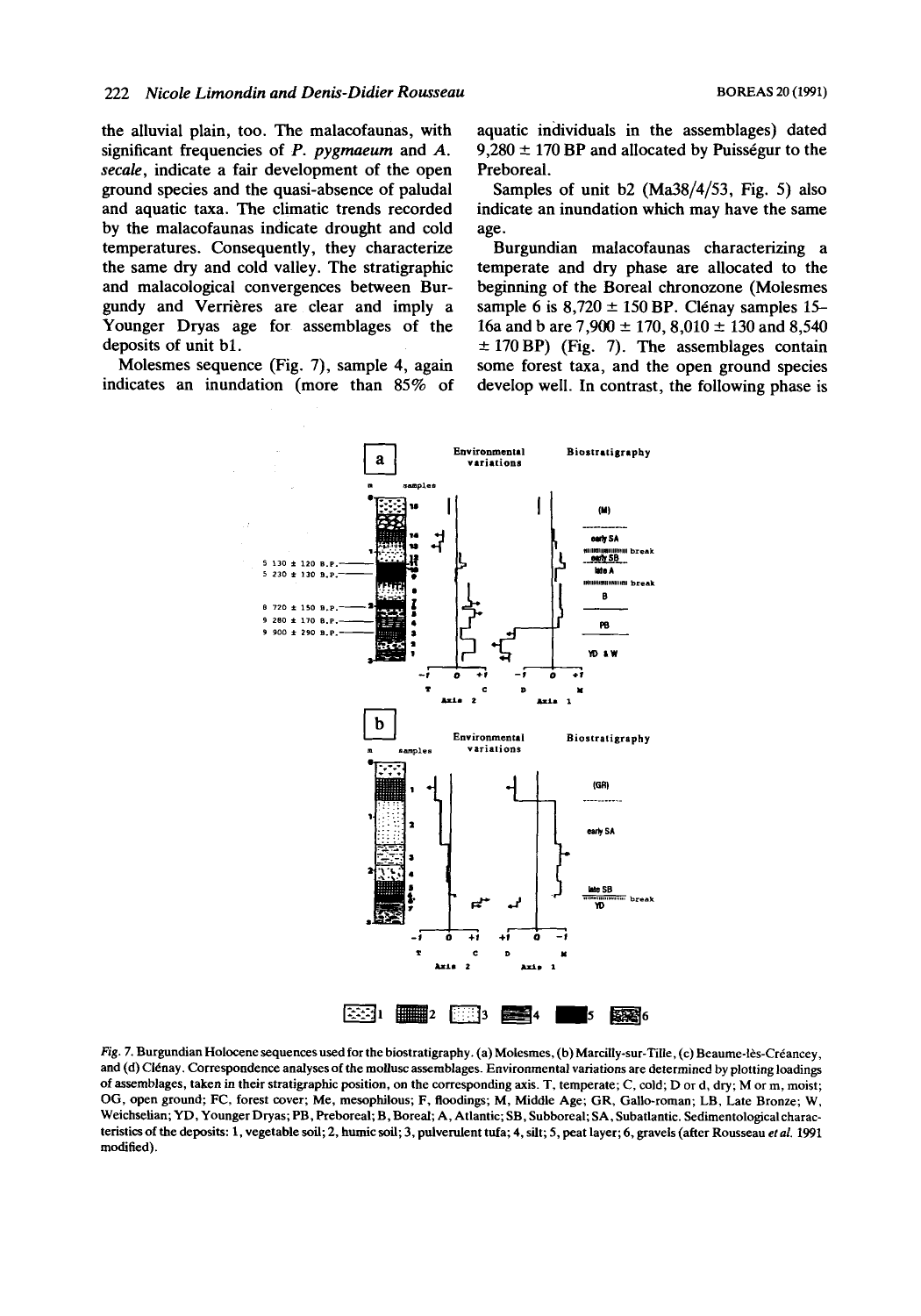the alluvial plain, too. The malacofaunas, with significant frequencies of *P. pygmaeum* and *A. secale*, indicate a fair development of the open ground species and the quasi-absence of paludal and aquatic taxa. The climatic trends recorded by the malacofaunas indicate drought and cold temperatures. Consequently, they characterize the same dry and cold valley. The stratigraphic and malacological convergences between Burgundy and Verrières are clear and imply a Younger Dryas age for assemblages of the deposits of unit b1.

Molesmes sequence (Fig. 7), sample 4, again indicates an inundation (more than 85% of aquatic individuals in the assemblages) dated 9,280 ± 170 BP and allocated by Puisségur to the Preboreal.

Samples of unit b2 (Ma38/4/53, Fig. 5) also indicate an inundation which may have the same age.

Burgundian malacofaunas characterizing a temperate and dry phase are allocated to the beginning of the Boreal chronozone (Molesmes sample 6 is 8,720 ± 150 BP. Clénay samples 15–16a and b are 7,900 ± 170, 8,010 ± 130 and 8,540 ± 170 BP) (Fig. 7). The assemblages contain some forest taxa, and the open ground species develop well. In contrast, the following phase is

*Fig. 7.* Burgundian Holocene sequences used for the biostratigraphy. (a) Molesmes, (b) Marcilly-sur-Tille, (c) Beaume-lès-Créancey, and (d) Clénay. Correspondence analyses of the mollusc assemblages. Environmental variations are determined by plotting loadings of assemblages, taken in their stratigraphic position, on the corresponding axis. T, temperate; C, cold; D or d, dry; M or m, moist; OG, open ground; FC, forest cover; Me, mesophilous; F, floodings; M, Middle Age; GR, Gallo-roman; LB, Late Bronze; W, Weichselian; YD, Younger Dryas; PB, Preboreal; B, Boreal; A, Atlantic; SB, Subboreal; SA, Subatlantic. Sedimentological characteristics of the deposits: 1, vegetable soil; 2, humic soil; 3, pulverulent tufa; 4, silt; 5, peat layer; 6, gravels (after Rousseau *et al.* 1991 modified).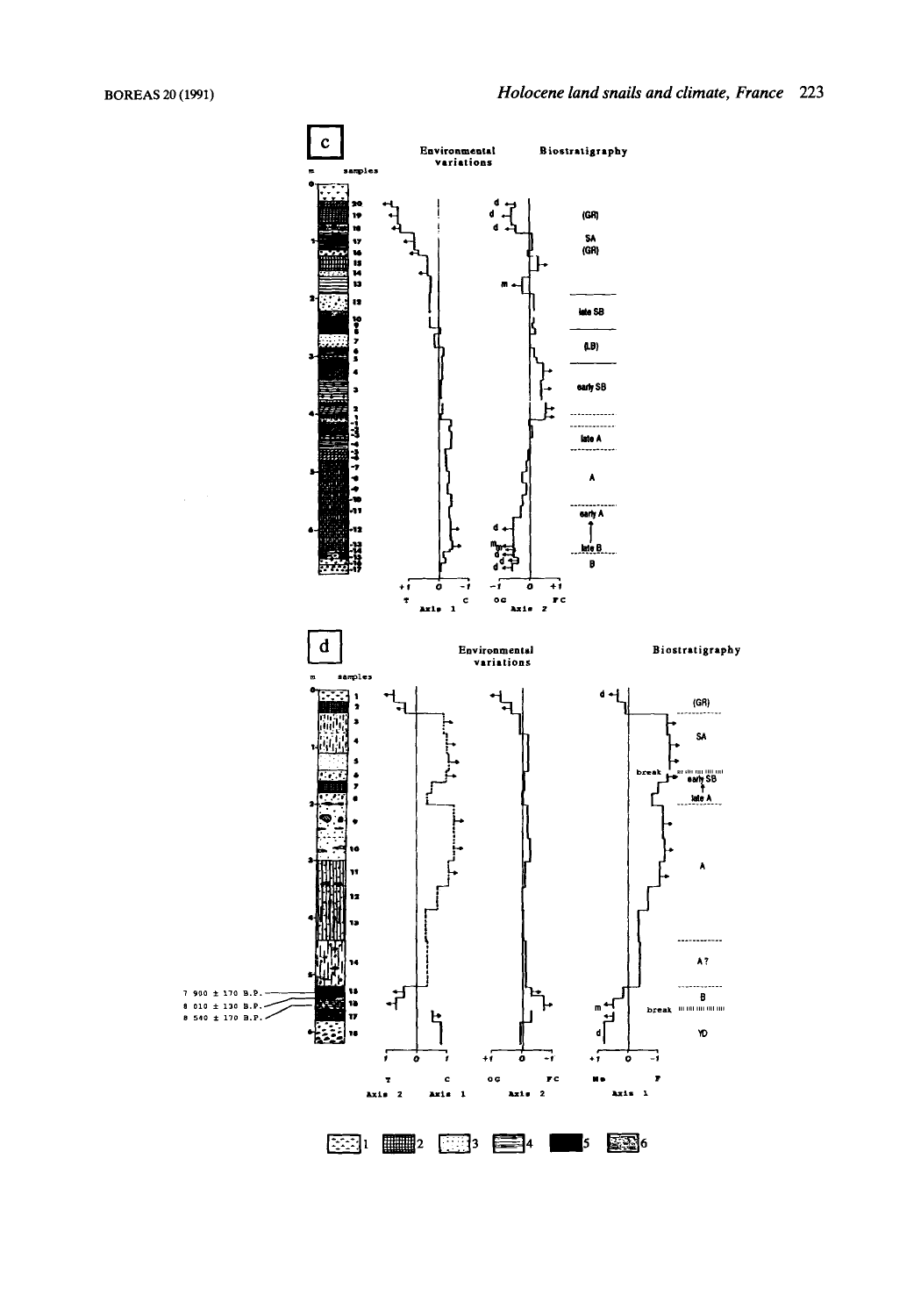c

Environmental variations

Biostratigraphy

m samples

(GR)

SA

(GR)

late SB

(LB)

early SB

late A

A

early A

late B

B

+1 0 -1

T C

Axis 1

-1 0 +1

OG FC

Axis 2

d

Environmental variations

Biostratigraphy

m samples

7 900 ± 170 B.P.

8 010 ± 130 B.P.

8 540 ± 170 B.P.

(GR)

SA

break

early SB

late A

A

A?

B

break

YD

1 0 1

T C

Axis 2 Axis 1

+1 0 -1

OG FC

Axis 2

+1 0 -1

Me F

Axis 1

1 2 3 4 5 6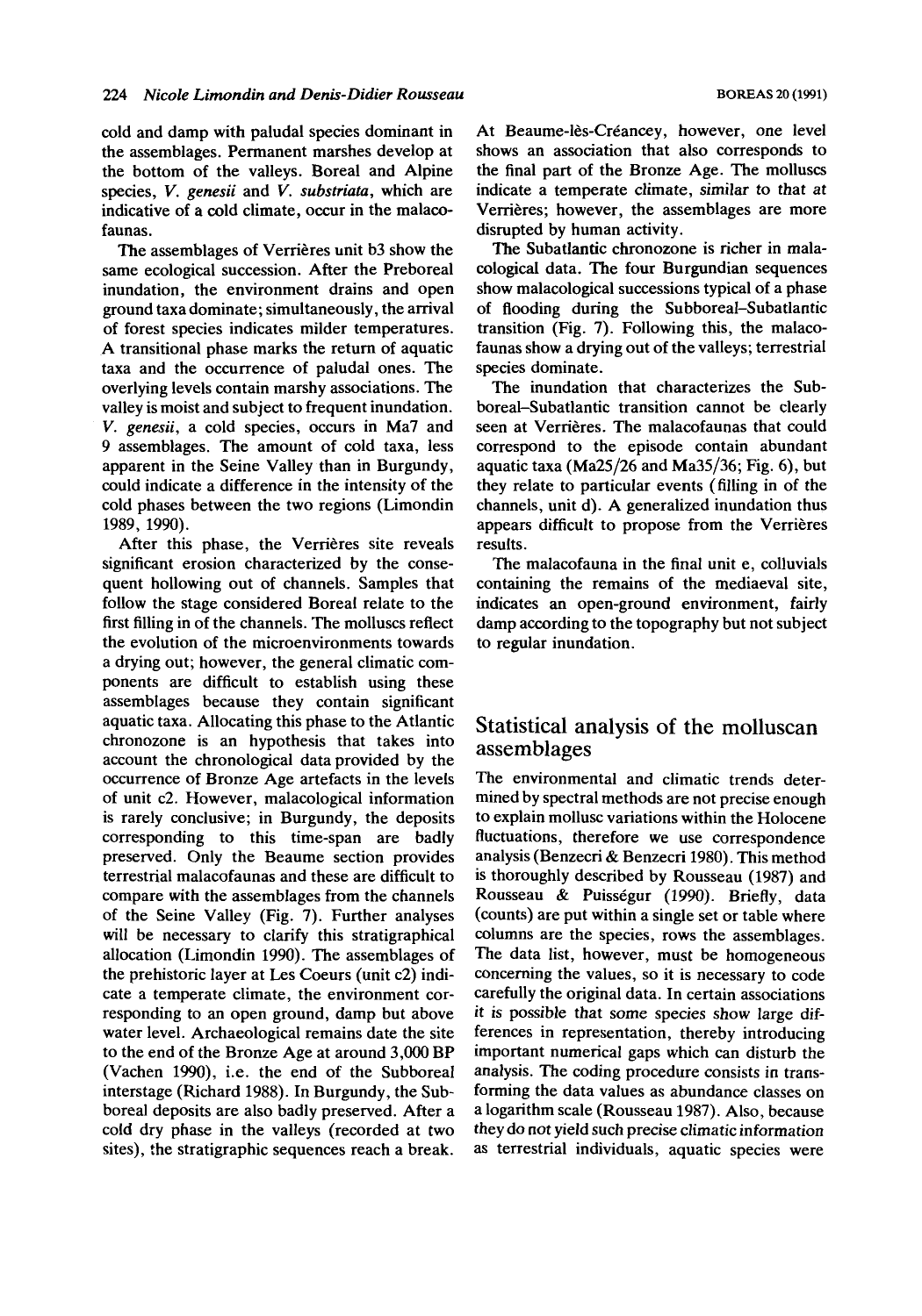cold and damp with paludal species dominant in the assemblages. Permanent marshes develop at the bottom of the valleys. Boreal and Alpine species, *V. genesii* and *V. substriata*, which are indicative of a cold climate, occur in the malacofaunas.

The assemblages of Verrières unit b3 show the same ecological succession. After the Preboreal inundation, the environment drains and open ground taxa dominate; simultaneously, the arrival of forest species indicates milder temperatures. A transitional phase marks the return of aquatic taxa and the occurrence of paludal ones. The overlying levels contain marshy associations. The valley is moist and subject to frequent inundation. *V. genesii*, a cold species, occurs in Ma7 and 9 assemblages. The amount of cold taxa, less apparent in the Seine Valley than in Burgundy, could indicate a difference in the intensity of the cold phases between the two regions (Limondin 1989, 1990).

After this phase, the Verrières site reveals significant erosion characterized by the consequent hollowing out of channels. Samples that follow the stage considered Boreal relate to the first filling in of the channels. The molluscs reflect the evolution of the microenvironments towards a drying out; however, the general climatic components are difficult to establish using these assemblages because they contain significant aquatic taxa. Allocating this phase to the Atlantic chronozone is an hypothesis that takes into account the chronological data provided by the occurrence of Bronze Age artefacts in the levels of unit c2. However, malacological information is rarely conclusive; in Burgundy, the deposits corresponding to this time-span are badly preserved. Only the Beaume section provides terrestrial malacofaunas and these are difficult to compare with the assemblages from the channels of the Seine Valley (Fig. 7). Further analyses will be necessary to clarify this stratigraphical allocation (Limondin 1990). The assemblages of the prehistoric layer at Les Coeurs (unit c2) indicate a temperate climate, the environment corresponding to an open ground, damp but above water level. Archaeological remains date the site to the end of the Bronze Age at around 3,000 BP (Vachen 1990), i.e. the end of the Subboreal interstage (Richard 1988). In Burgundy, the Subboreal deposits are also badly preserved. After a cold dry phase in the valleys (recorded at two sites), the stratigraphic sequences reach a break. At Beaume-lès-Créancey, however, one level shows an association that also corresponds to the final part of the Bronze Age. The molluscs indicate a temperate climate, similar to that at Verrières; however, the assemblages are more disrupted by human activity.

The Subatlantic chronozone is richer in malacological data. The four Burgundian sequences show malacological successions typical of a phase of flooding during the Subboreal–Subatlantic transition (Fig. 7). Following this, the malacofaunas show a drying out of the valleys; terrestrial species dominate.

The inundation that characterizes the Subboreal–Subatlantic transition cannot be clearly seen at Verrières. The malacofaunas that could correspond to the episode contain abundant aquatic taxa (Ma25/26 and Ma35/36; Fig. 6), but they relate to particular events (filling in of the channels, unit d). A generalized inundation thus appears difficult to propose from the Verrières results.

The malacofauna in the final unit e, colluvials containing the remains of the mediaeval site, indicates an open-ground environment, fairly damp according to the topography but not subject to regular inundation.

## Statistical analysis of the molluscan assemblages

The environmental and climatic trends determined by spectral methods are not precise enough to explain mollusc variations within the Holocene fluctuations, therefore we use correspondence analysis (Benzecri & Benzecri 1980). This method is thoroughly described by Rousseau (1987) and Rousseau & Puisségur (1990). Briefly, data (counts) are put within a single set or table where columns are the species, rows the assemblages. The data list, however, must be homogeneous concerning the values, so it is necessary to code carefully the original data. In certain associations it is possible that some species show large differences in representation, thereby introducing important numerical gaps which can disturb the analysis. The coding procedure consists in transforming the data values as abundance classes on a logarithm scale (Rousseau 1987). Also, because they do not yield such precise climatic information as terrestrial individuals, aquatic species were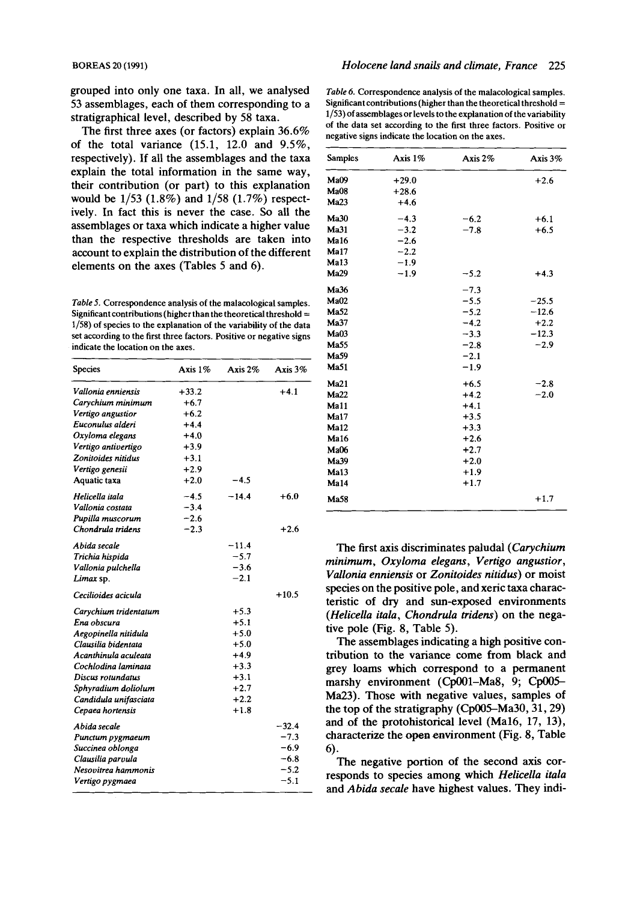grouped into only one taxa. In all, we analysed 53 assemblages, each of them corresponding to a stratigraphical level, described by 58 taxa.

The first three axes (or factors) explain 36.6% of the total variance (15.1, 12.0 and 9.5%, respectively). If all the assemblages and the taxa explain the total information in the same way, their contribution (or part) to this explanation would be 1/53 (1.8%) and 1/58 (1.7%) respectively. In fact this is never the case. So all the assemblages or taxa which indicate a higher value than the respective thresholds are taken into account to explain the distribution of the different elements on the axes (Tables 5 and 6).

*Table 5.* Correspondence analysis of the malacological samples. Significant contributions (higher than the theoretical threshold = 1/58) of species to the explanation of the variability of the data set according to the first three factors. Positive or negative signs indicate the location on the axes.

| Species | Axis 1% | Axis 2% | Axis 3% |
|---|---|---|---|
| *Vallonia enniensis* | +33.2 | | +4.1 |
| *Carychium minimum* | +6.7 | | |
| *Vertigo angustior* | +6.2 | | |
| *Euconulus alderi* | +4.4 | | |
| *Oxyloma elegans* | +4.0 | | |
| *Vertigo antivertigo* | +3.9 | | |
| *Zonitoides nitidus* | +3.1 | | |
| *Vertigo genesii* | +2.9 | | |
| Aquatic taxa | +2.0 | −4.5 | |
| *Helicella itala* | −4.5 | −14.4 | +6.0 |
| *Vallonia costata* | −3.4 | | |
| *Pupilla muscorum* | −2.6 | | |
| *Chondrula tridens* | −2.3 | | +2.6 |
| *Abida secale* | | −11.4 | |
| *Trichia hispida* | | −5.7 | |
| *Vallonia pulchella* | | −3.6 | |
| *Limax* sp. | | −2.1 | |
| *Cecilioides acicula* | | | +10.5 |
| *Carychium tridentatum* | | +5.3 | |
| *Ena obscura* | | +5.1 | |
| *Aegopinella nitidula* | | +5.0 | |
| *Clausilia bidentata* | | +5.0 | |
| *Acanthinula aculeata* | | +4.9 | |
| *Cochlodina laminata* | | +3.3 | |
| *Discus rotundatus* | | +3.1 | |
| *Sphyradium doliolum* | | +2.7 | |
| *Candidula unifasciata* | | +2.2 | |
| *Cepaea hortensis* | | +1.8 | |
| *Abida secale* | | | −32.4 |
| *Punctum pygmaeum* | | | −7.3 |
| *Succinea oblonga* | | | −6.9 |
| *Clausilia parvula* | | | −6.8 |
| *Nesovitrea hammonis* | | | −5.2 |
| *Vertigo pygmaea* | | | −5.1 |

*Table 6.* Correspondence analysis of the malacological samples. Significant contributions (higher than the theoretical threshold = 1/53) of assemblages or levels to the explanation of the variability of the data set according to the first three factors. Positive or negative signs indicate the location on the axes.

| Samples | Axis 1% | Axis 2% | Axis 3% |
|---|---|---|---|
| Ma09 | +29.0 | | +2.6 |
| Ma08 | +28.6 | | |
| Ma23 | +4.6 | | |
| Ma30 | −4.3 | −6.2 | +6.1 |
| Ma31 | −3.2 | −7.8 | +6.5 |
| Ma16 | −2.6 | | |
| Ma17 | −2.2 | | |
| Ma13 | −1.9 | | |
| Ma29 | −1.9 | −5.2 | +4.3 |
| Ma36 | | −7.3 | |
| Ma02 | | −5.5 | −25.5 |
| Ma52 | | −5.2 | −12.6 |
| Ma37 | | −4.2 | +2.2 |
| Ma03 | | −3.3 | −12.3 |
| Ma55 | | −2.8 | −2.9 |
| Ma59 | | −2.1 | |
| Ma51 | | −1.9 | |
| Ma21 | | +6.5 | −2.8 |
| Ma22 | | +4.2 | −2.0 |
| Ma11 | | +4.1 | |
| Ma17 | | +3.5 | |
| Ma12 | | +3.3 | |
| Ma16 | | +2.6 | |
| Ma06 | | +2.7 | |
| Ma39 | | +2.0 | |
| Ma13 | | +1.9 | |
| Ma14 | | +1.7 | |
| Ma58 | | | +1.7 |

The first axis discriminates paludal (*Carychium minimum*, *Oxyloma elegans*, *Vertigo angustior*, *Vallonia enniensis* or *Zonitoides nitidus*) or moist species on the positive pole, and xeric taxa characteristic of dry and sun-exposed environments (*Helicella itala*, *Chondrula tridens*) on the negative pole (Fig. 8, Table 5).

The assemblages indicating a high positive contribution to the variance come from black and grey loams which correspond to a permanent marshy environment (Cp001–Ma8, 9; Cp005–Ma23). Those with negative values, samples of the top of the stratigraphy (Cp005–Ma30, 31, 29) and of the protohistorical level (Ma16, 17, 13), characterize the open environment (Fig. 8, Table 6).

The negative portion of the second axis corresponds to species among which *Helicella itala* and *Abida secale* have highest values. They indi-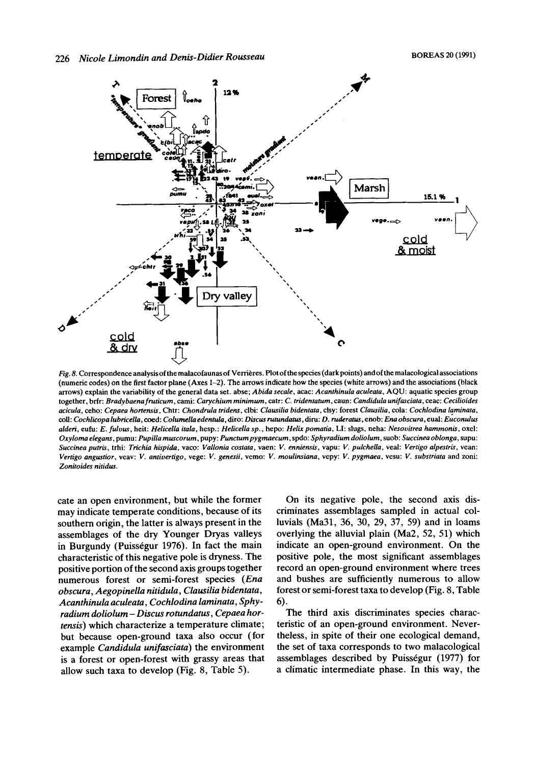*Fig. 8.* Correspondence analysis of the malacofaunas of Verrières. Plot of the species (dark points) and of the malacological associations (numeric codes) on the first factor plane (Axes 1–2). The arrows indicate how the species (white arrows) and the associations (black arrows) explain the variability of the general data set. abse; *Abida secale*, acac: *Acanthinula aculeata*, AQU: aquatic species group together, brfr: *Bradybaena fruticum*, cami: *Carychium minimum*, catr: *C. tridentatum*, caun: *Candidula unifasciata*, ceac: *Cecilioides acicula*, ceho: *Cepaea hortensis*, Chtr: *Chondrula tridens*, clbi: *Clausilia bidentata*, clsy: forest *Clausilia*, cola: *Cochlodina laminata*, coll: *Cochlicopa lubricella*, coed: *Columella edentula*, diro: *Discus rutundatus*, diru: *D. ruderatus*, enob: *Ena obscura*, eual: *Euconulus alderi*, eufu: *E. fulvus*, heit: *Helicella itala*, hesp.: *Helicella sp.*, hepo: *Helix pomatia*, LI: slugs, neha: *Nesovitrea hammonis*, oxel: *Oxyloma elegans*, pumu: *Pupilla muscorum*, pupy: *Punctum pygmaecum*, spdo: *Sphyradium doliolum*, suob: *Succinea oblonga*, supu: *Succinea putris*, trhi: *Trichia hispida*, vaco: *Vallonia costata*, vaen: *V. enniensis*, vapu: *V. pulchella*, veal: *Vertigo alpestris*, vean: *Vertigo angustior*, veav: *V. antivertigo*, vege: *V. genesii*, vemo: *V. moulinsiana*, vepy: *V. pygmaea*, vesu: *V. substriata* and zoni: *Zonitoides nitidus*.

cate an open environment, but while the former may indicate temperate conditions, because of its southern origin, the latter is always present in the assemblages of the dry Younger Dryas valleys in Burgundy (Puisségur 1976). In fact the main characteristic of this negative pole is dryness. The positive portion of the second axis groups together numerous forest or semi-forest species (*Ena obscura*, *Aegopinella nitidula*, *Clausilia bidentata*, *Acanthinula aculeata*, *Cochlodina laminata*, *Sphyradium doliolum* – *Discus rotundatus*, *Cepaea hortensis*) which characterize a temperature climate; but because open-ground taxa also occur (for example *Candidula unifasciata*) the environment is a forest or open-forest with grassy areas that allow such taxa to develop (Fig. 8, Table 5).

On its negative pole, the second axis discriminates assemblages sampled in actual colluvials (Ma31, 36, 30, 29, 37, 59) and in loams overlying the alluvial plain (Ma2, 52, 51) which indicate an open-ground environment. On the positive pole, the most significant assemblages record an open-ground environment where trees and bushes are sufficiently numerous to allow forest or semi-forest taxa to develop (Fig. 8, Table 6).

The third axis discriminates species characteristic of an open-ground environment. Nevertheless, in spite of their one ecological demand, the set of taxa corresponds to two malacological assemblages described by Puisségur (1977) for a climatic intermediate phase. In this way, the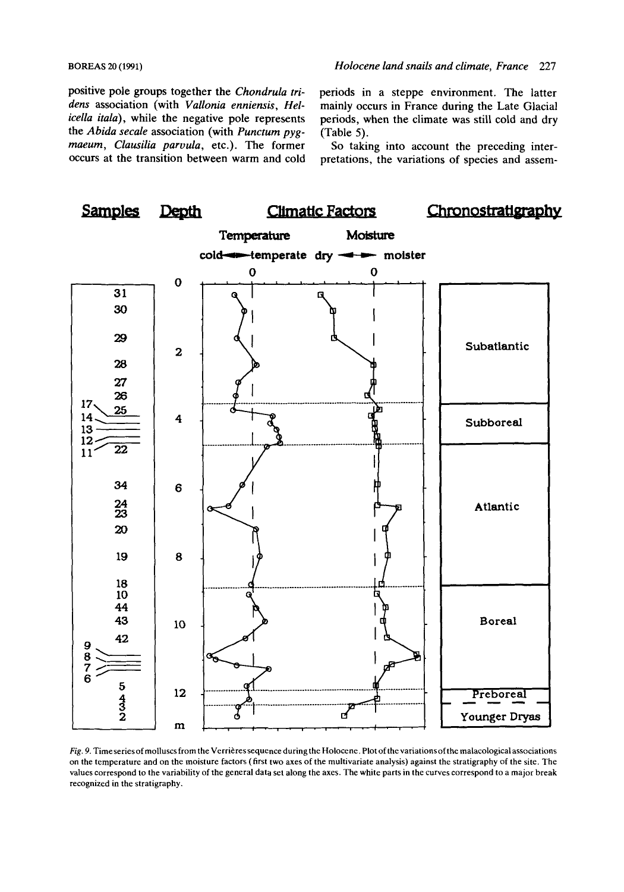positive pole groups together the *Chondrula tridens* association (with *Vallonia enniensis*, *Helicella itala*), while the negative pole represents the *Abida secale* association (with *Punctum pygmaeum*, *Clausilia parvula*, etc.). The former occurs at the transition between warm and cold periods in a steppe environment. The latter mainly occurs in France during the Late Glacial periods, when the climate was still cold and dry (Table 5).

So taking into account the preceding interpretations, the variations of species and assem-

*Fig. 9.* Time series of molluscs from the Verrières sequence during the Holocene. Plot of the variations of the malacological associations on the temperature and on the moisture factors (first two axes of the multivariate analysis) against the stratigraphy of the site. The values correspond to the variability of the general data set along the axes. The white parts in the curves correspond to a major break recognized in the stratigraphy.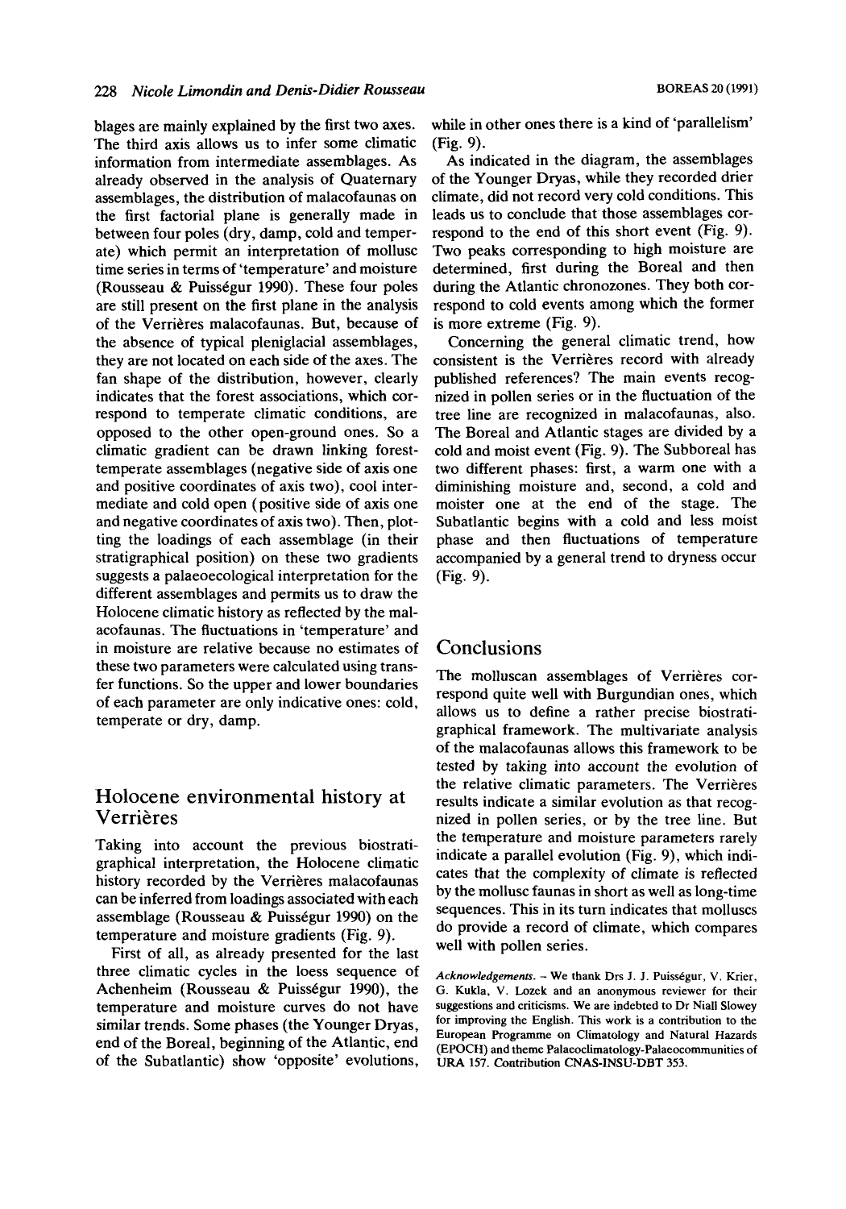blages are mainly explained by the first two axes. The third axis allows us to infer some climatic information from intermediate assemblages. As already observed in the analysis of Quaternary assemblages, the distribution of malacofaunas on the first factorial plane is generally made in between four poles (dry, damp, cold and temperate) which permit an interpretation of mollusc time series in terms of 'temperature' and moisture (Rousseau & Puisségur 1990). These four poles are still present on the first plane in the analysis of the Verrières malacofaunas. But, because of the absence of typical pleniglacial assemblages, they are not located on each side of the axes. The fan shape of the distribution, however, clearly indicates that the forest associations, which correspond to temperate climatic conditions, are opposed to the other open-ground ones. So a climatic gradient can be drawn linking forest-temperate assemblages (negative side of axis one and positive coordinates of axis two), cool intermediate and cold open (positive side of axis one and negative coordinates of axis two). Then, plotting the loadings of each assemblage (in their stratigraphical position) on these two gradients suggests a palaeoecological interpretation for the different assemblages and permits us to draw the Holocene climatic history as reflected by the malacofaunas. The fluctuations in 'temperature' and in moisture are relative because no estimates of these two parameters were calculated using transfer functions. So the upper and lower boundaries of each parameter are only indicative ones: cold, temperate or dry, damp.

## Holocene environmental history at Verrières

Taking into account the previous biostratigraphical interpretation, the Holocene climatic history recorded by the Verrières malacofaunas can be inferred from loadings associated with each assemblage (Rousseau & Puisségur 1990) on the temperature and moisture gradients (Fig. 9).

First of all, as already presented for the last three climatic cycles in the loess sequence of Achenheim (Rousseau & Puisségur 1990), the temperature and moisture curves do not have similar trends. Some phases (the Younger Dryas, end of the Boreal, beginning of the Atlantic, end of the Subatlantic) show 'opposite' evolutions, while in other ones there is a kind of 'parallelism' (Fig. 9).

As indicated in the diagram, the assemblages of the Younger Dryas, while they recorded drier climate, did not record very cold conditions. This leads us to conclude that those assemblages correspond to the end of this short event (Fig. 9). Two peaks corresponding to high moisture are determined, first during the Boreal and then during the Atlantic chronozones. They both correspond to cold events among which the former is more extreme (Fig. 9).

Concerning the general climatic trend, how consistent is the Verrières record with already published references? The main events recognized in pollen series or in the fluctuation of the tree line are recognized in malacofaunas, also. The Boreal and Atlantic stages are divided by a cold and moist event (Fig. 9). The Subboreal has two different phases: first, a warm one with a diminishing moisture and, second, a cold and moister one at the end of the stage. The Subatlantic begins with a cold and less moist phase and then fluctuations of temperature accompanied by a general trend to dryness occur (Fig. 9).

## Conclusions

The molluscan assemblages of Verrières correspond quite well with Burgundian ones, which allows us to define a rather precise biostratigraphical framework. The multivariate analysis of the malacofaunas allows this framework to be tested by taking into account the evolution of the relative climatic parameters. The Verrières results indicate a similar evolution as that recognized in pollen series, or by the tree line. But the temperature and moisture parameters rarely indicate a parallel evolution (Fig. 9), which indicates that the complexity of climate is reflected by the mollusc faunas in short as well as long-time sequences. This in its turn indicates that molluscs do provide a record of climate, which compares well with pollen series.

*Acknowledgements.* – We thank Drs J. J. Puisségur, V. Krier, G. Kukla, V. Lozek and an anonymous reviewer for their suggestions and criticisms. We are indebted to Dr Niall Slowey for improving the English. This work is a contribution to the European Programme on Climatology and Natural Hazards (EPOCH) and theme Palaeoclimatology-Palaeocommunities of URA 157. Contribution CNAS-INSU-DBT 353.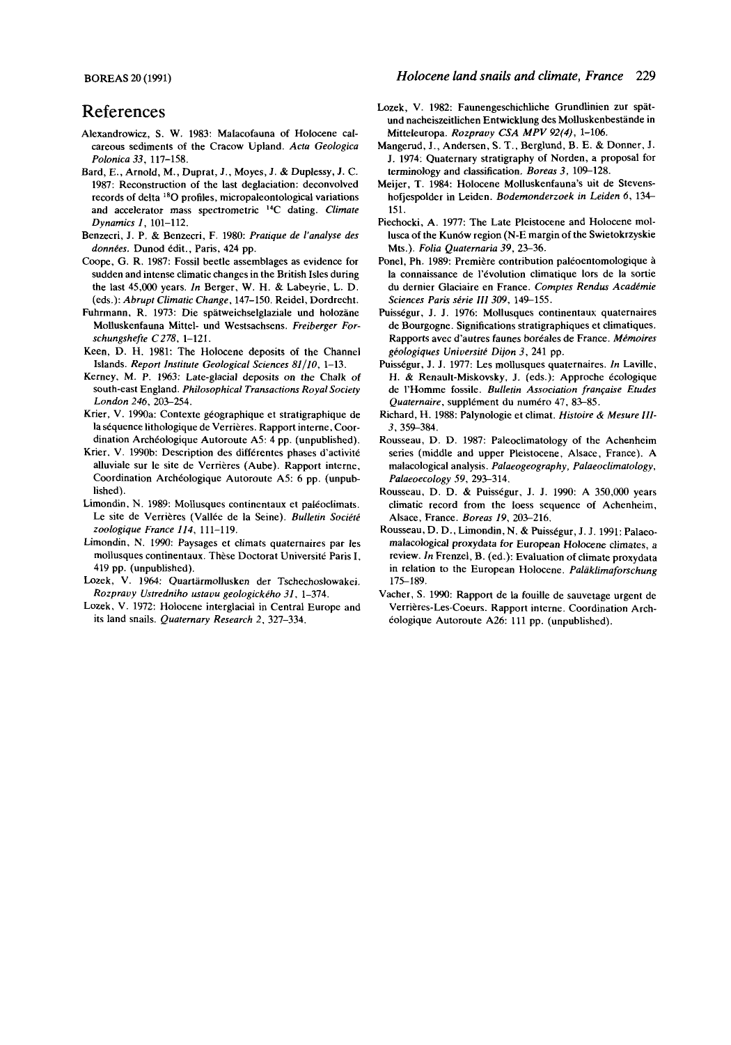# References

Alexandrowicz, S. W. 1983: Malacofauna of Holocene calcareous sediments of the Cracow Upland. *Acta Geologica Polonica 33*, 117–158.

Bard, E., Arnold, M., Duprat, J., Moyes, J. & Duplessy, J. C. 1987: Reconstruction of the last deglaciation: deconvolved records of delta $^{18}O$ profiles, micropaleontological variations and accelerator mass spectrometric $^{14}C$ dating. *Climate Dynamics 1*, 101–112.

Benzecri, J. P. & Benzecri, F. 1980: *Pratique de l'analyse des données.* Dunod édit., Paris, 424 pp.

Coope, G. R. 1987: Fossil beetle assemblages as evidence for sudden and intense climatic changes in the British Isles during the last 45,000 years. *In* Berger, W. H. & Labeyrie, L. D. (eds.): *Abrupt Climatic Change*, 147–150. Reidel, Dordrecht.

Fuhrmann, R. 1973: Die spätweichselglaziale und holozäne Molluskenfauna Mittel- und Westsachsens. *Freiberger Forschungshefte C 278*, 1–121.

Keen, D. H. 1981: The Holocene deposits of the Channel Islands. *Report Institute Geological Sciences 81/10*, 1–13.

Kerney, M. P. 1963: Late-glacial deposits on the Chalk of south-east England. *Philosophical Transactions Royal Society London 246*, 203–254.

Krier, V. 1990a: Contexte géographique et stratigraphique de la séquence lithologique de Verrières. Rapport interne, Coordination Archéologique Autoroute A5: 4 pp. (unpublished).

Krier, V. 1990b: Description des différentes phases d'activité alluviale sur le site de Verrières (Aube). Rapport interne, Coordination Archéologique Autoroute A5: 6 pp. (unpublished).

Limondin, N. 1989: Mollusques continentaux et paléoclimats. Le site de Verrières (Vallée de la Seine). *Bulletin Société zoologique France 114*, 111–119.

Limondin, N. 1990: Paysages et climats quaternaires par les mollusques continentaux. Thèse Doctorat Université Paris I, 419 pp. (unpublished).

Lozek, V. 1964: Quartärmollusken der Tschechoslowakei. *Rozpravy Ustredniho ustavu geologického 31*, 1–374.

Lozek, V. 1972: Holocene interglacial in Central Europe and its land snails. *Quaternary Research 2*, 327–334.

Lozek, V. 1982: Faunengeschichtliche Grundlinien zur spät- und nacheiszeitlichen Entwicklung des Molluskenbestände in Mitteleuropa. *Rozpravy CSA MPV 92(4)*, 1–106.

Mangerud, J., Andersen, S. T., Berglund, B. E. & Donner, J. J. 1974: Quaternary stratigraphy of Norden, a proposal for terminology and classification. *Boreas 3*, 109–128.

Meijer, T. 1984: Holocene Molluskenfauna's uit de Stevenshofjespolder in Leiden. *Bodemonderzoek in Leiden 6*, 134–151.

Piechocki, A. 1977: The Late Pleistocene and Holocene mollusca of the Kunów region (N-E margin of the Swietokrzyskie Mts.). *Folia Quaternaria 39*, 23–36.

Ponel, Ph. 1989: Première contribution paléoentomologique à la connaissance de l'évolution climatique lors de la sortie du dernier Glaciaire en France. *Comptes Rendus Académie Sciences Paris série III 309*, 149–155.

Puisségur, J. J. 1976: Mollusques continentaux quaternaires de Bourgogne. Significations stratigraphiques et climatiques. Rapports avec d'autres faunes boréales de France. *Mémoires géologiques Université Dijon 3*, 241 pp.

Puisségur, J. J. 1977: Les mollusques quaternaires. *In* Laville, H. & Renault-Miskovsky, J. (eds.): Approche écologique de l'Homme fossile. *Bulletin Association française Etudes Quaternaire*, supplément du numéro 47, 83–85.

Richard, H. 1988: Palynologie et climat. *Histoire & Mesure III-3*, 359–384.

Rousseau, D. D. 1987: Paleoclimatology of the Achenheim series (middle and upper Pleistocene, Alsace, France). A malacological analysis. *Palaeogeography, Palaeoclimatology, Palaeoecology 59*, 293–314.

Rousseau, D. D. & Puisségur, J. J. 1990: A 350,000 years climatic record from the loess sequence of Achenheim, Alsace, France. *Boreas 19*, 203–216.

Rousseau, D. D., Limondin, N. & Puisségur, J. J. 1991: Palaeomalacological proxydata for European Holocene climates, a review. *In* Frenzel, B. (ed.): Evaluation of climate proxydata in relation to the European Holocene. *Paläklimaforschung* 175–189.

Vacher, S. 1990: Rapport de la fouille de sauvetage urgent de Verrières-Les-Coeurs. Rapport interne. Coordination Archéologique Autoroute A26: 111 pp. (unpublished).